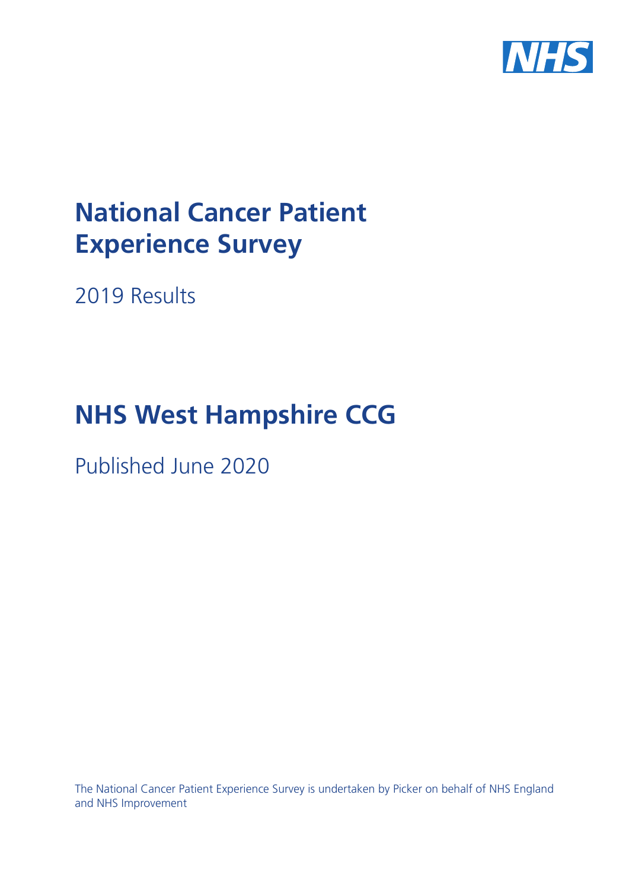# National Cancer Patient Experience Survey

2019 Results

# NHS West Hampshire CCG

Published June 2020

The National Cancer Patient Experience Survey is undertaken by Picker on behalf of NHS England and NHS Improvement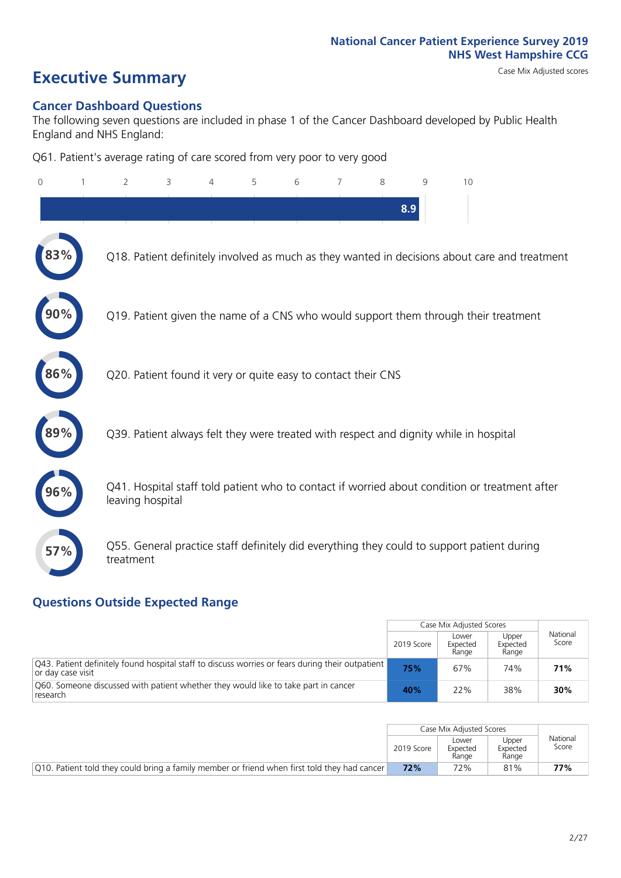National Cancer Patient Experience Survey 2019
NHS West Hampshire CCG

# Executive Summary

Case Mix Adjusted scores

## Cancer Dashboard Questions

The following seven questions are included in phase 1 of the Cancer Dashboard developed by Public Health England and NHS England:

Q61. Patient's average rating of care scored from very poor to very good

8.9

83% Q18. Patient definitely involved as much as they wanted in decisions about care and treatment

90% Q19. Patient given the name of a CNS who would support them through their treatment

86% Q20. Patient found it very or quite easy to contact their CNS

89% Q39. Patient always felt they were treated with respect and dignity while in hospital

96% Q41. Hospital staff told patient who to contact if worried about condition or treatment after leaving hospital

57% Q55. General practice staff definitely did everything they could to support patient during treatment

## Questions Outside Expected Range

| | Case Mix Adjusted Scores | | | National Score |
|---|---|---|---|---|
| | 2019 Score | Lower Expected Range | Upper Expected Range | |
| Q43. Patient definitely found hospital staff to discuss worries or fears during their outpatient or day case visit | **75%** | 67% | 74% | **71%** |
| Q60. Someone discussed with patient whether they would like to take part in cancer research | **40%** | 22% | 38% | **30%** |

| | Case Mix Adjusted Scores | | | National Score |
|---|---|---|---|---|
| | 2019 Score | Lower Expected Range | Upper Expected Range | |
| Q10. Patient told they could bring a family member or friend when first told they had cancer | **72%** | 72% | 81% | **77%** |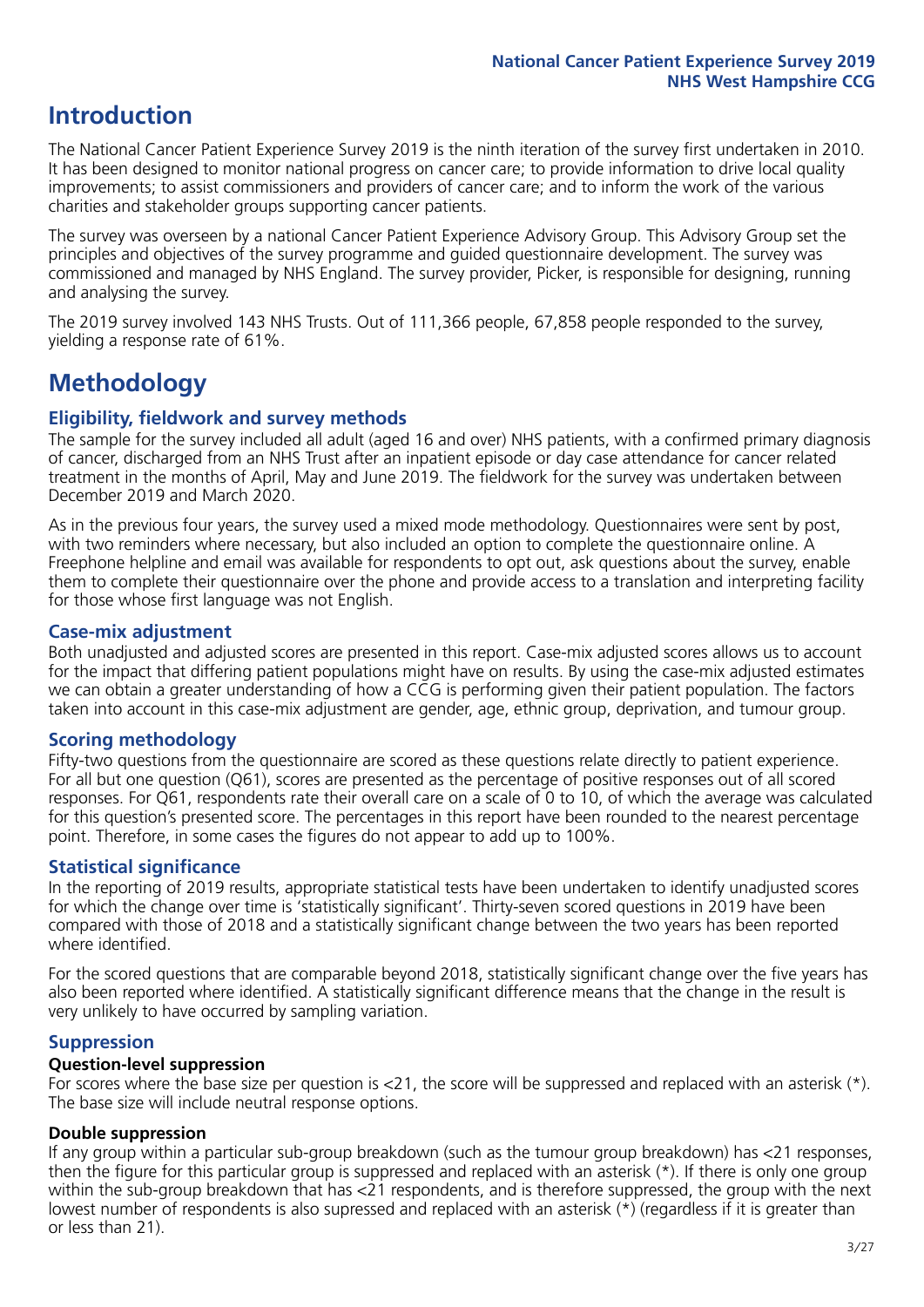## Introduction

The National Cancer Patient Experience Survey 2019 is the ninth iteration of the survey first undertaken in 2010. It has been designed to monitor national progress on cancer care; to provide information to drive local quality improvements; to assist commissioners and providers of cancer care; and to inform the work of the various charities and stakeholder groups supporting cancer patients.

The survey was overseen by a national Cancer Patient Experience Advisory Group. This Advisory Group set the principles and objectives of the survey programme and guided questionnaire development. The survey was commissioned and managed by NHS England. The survey provider, Picker, is responsible for designing, running and analysing the survey.

The 2019 survey involved 143 NHS Trusts. Out of 111,366 people, 67,858 people responded to the survey, yielding a response rate of 61%.

## Methodology

### Eligibility, fieldwork and survey methods

The sample for the survey included all adult (aged 16 and over) NHS patients, with a confirmed primary diagnosis of cancer, discharged from an NHS Trust after an inpatient episode or day case attendance for cancer related treatment in the months of April, May and June 2019. The fieldwork for the survey was undertaken between December 2019 and March 2020.

As in the previous four years, the survey used a mixed mode methodology. Questionnaires were sent by post, with two reminders where necessary, but also included an option to complete the questionnaire online. A Freephone helpline and email was available for respondents to opt out, ask questions about the survey, enable them to complete their questionnaire over the phone and provide access to a translation and interpreting facility for those whose first language was not English.

### Case-mix adjustment

Both unadjusted and adjusted scores are presented in this report. Case-mix adjusted scores allows us to account for the impact that differing patient populations might have on results. By using the case-mix adjusted estimates we can obtain a greater understanding of how a CCG is performing given their patient population. The factors taken into account in this case-mix adjustment are gender, age, ethnic group, deprivation, and tumour group.

### Scoring methodology

Fifty-two questions from the questionnaire are scored as these questions relate directly to patient experience. For all but one question (Q61), scores are presented as the percentage of positive responses out of all scored responses. For Q61, respondents rate their overall care on a scale of 0 to 10, of which the average was calculated for this question's presented score. The percentages in this report have been rounded to the nearest percentage point. Therefore, in some cases the figures do not appear to add up to 100%.

### Statistical significance

In the reporting of 2019 results, appropriate statistical tests have been undertaken to identify unadjusted scores for which the change over time is 'statistically significant'. Thirty-seven scored questions in 2019 have been compared with those of 2018 and a statistically significant change between the two years has been reported where identified.

For the scored questions that are comparable beyond 2018, statistically significant change over the five years has also been reported where identified. A statistically significant difference means that the change in the result is very unlikely to have occurred by sampling variation.

### Suppression

#### Question-level suppression

For scores where the base size per question is <21, the score will be suppressed and replaced with an asterisk (*). The base size will include neutral response options.

#### Double suppression

If any group within a particular sub-group breakdown (such as the tumour group breakdown) has <21 responses, then the figure for this particular group is suppressed and replaced with an asterisk (*). If there is only one group within the sub-group breakdown that has <21 respondents, and is therefore suppressed, the group with the next lowest number of respondents is also supressed and replaced with an asterisk (*) (regardless if it is greater than or less than 21).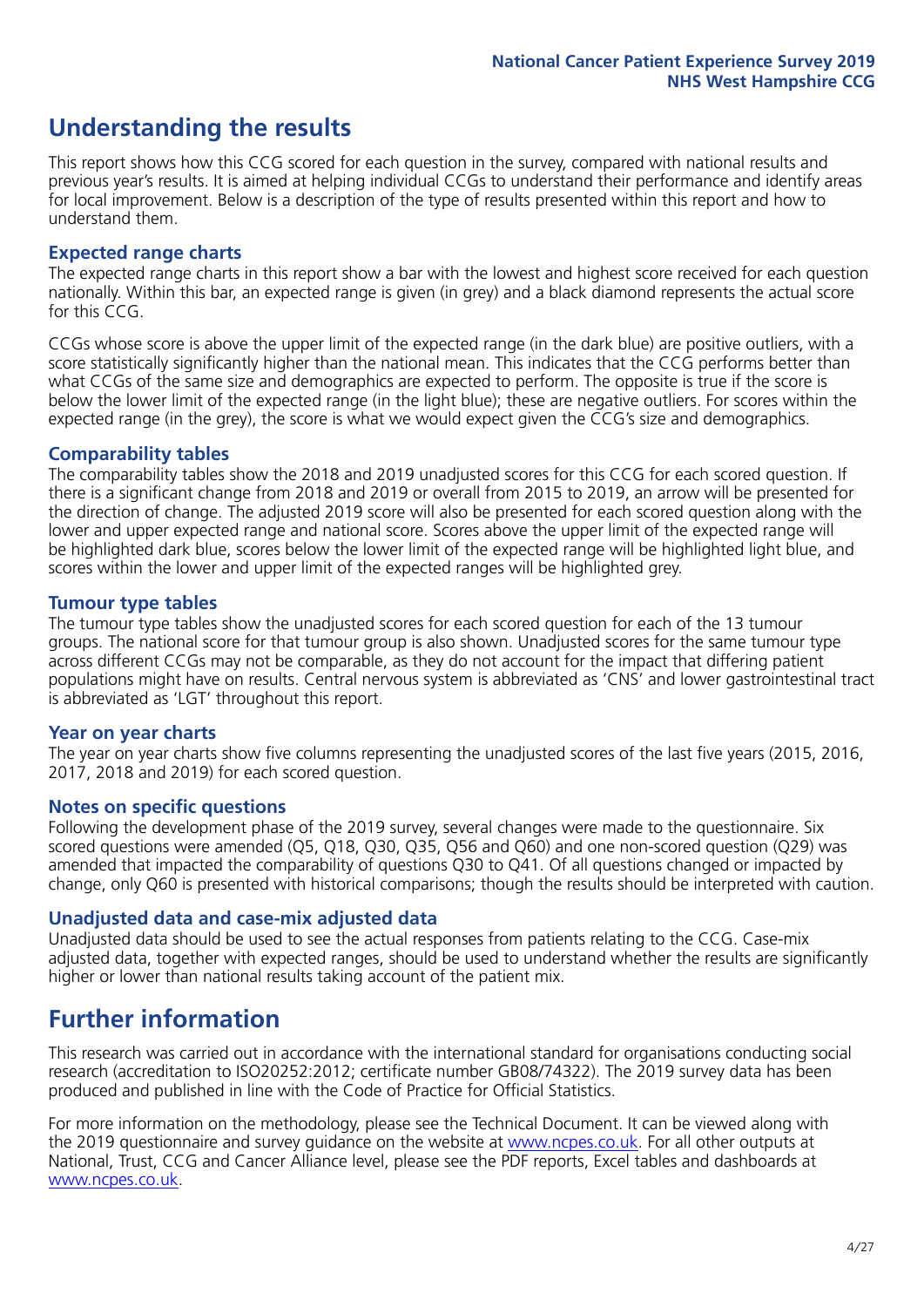# Understanding the results

This report shows how this CCG scored for each question in the survey, compared with national results and previous year's results. It is aimed at helping individual CCGs to understand their performance and identify areas for local improvement. Below is a description of the type of results presented within this report and how to understand them.

## Expected range charts

The expected range charts in this report show a bar with the lowest and highest score received for each question nationally. Within this bar, an expected range is given (in grey) and a black diamond represents the actual score for this CCG.

CCGs whose score is above the upper limit of the expected range (in the dark blue) are positive outliers, with a score statistically significantly higher than the national mean. This indicates that the CCG performs better than what CCGs of the same size and demographics are expected to perform. The opposite is true if the score is below the lower limit of the expected range (in the light blue); these are negative outliers. For scores within the expected range (in the grey), the score is what we would expect given the CCG's size and demographics.

## Comparability tables

The comparability tables show the 2018 and 2019 unadjusted scores for this CCG for each scored question. If there is a significant change from 2018 and 2019 or overall from 2015 to 2019, an arrow will be presented for the direction of change. The adjusted 2019 score will also be presented for each scored question along with the lower and upper expected range and national score. Scores above the upper limit of the expected range will be highlighted dark blue, scores below the lower limit of the expected range will be highlighted light blue, and scores within the lower and upper limit of the expected ranges will be highlighted grey.

## Tumour type tables

The tumour type tables show the unadjusted scores for each scored question for each of the 13 tumour groups. The national score for that tumour group is also shown. Unadjusted scores for the same tumour type across different CCGs may not be comparable, as they do not account for the impact that differing patient populations might have on results. Central nervous system is abbreviated as 'CNS' and lower gastrointestinal tract is abbreviated as 'LGT' throughout this report.

## Year on year charts

The year on year charts show five columns representing the unadjusted scores of the last five years (2015, 2016, 2017, 2018 and 2019) for each scored question.

## Notes on specific questions

Following the development phase of the 2019 survey, several changes were made to the questionnaire. Six scored questions were amended (Q5, Q18, Q30, Q35, Q56 and Q60) and one non-scored question (Q29) was amended that impacted the comparability of questions Q30 to Q41. Of all questions changed or impacted by change, only Q60 is presented with historical comparisons; though the results should be interpreted with caution.

## Unadjusted data and case-mix adjusted data

Unadjusted data should be used to see the actual responses from patients relating to the CCG. Case-mix adjusted data, together with expected ranges, should be used to understand whether the results are significantly higher or lower than national results taking account of the patient mix.

# Further information

This research was carried out in accordance with the international standard for organisations conducting social research (accreditation to ISO20252:2012; certificate number GB08/74322). The 2019 survey data has been produced and published in line with the Code of Practice for Official Statistics.

For more information on the methodology, please see the Technical Document. It can be viewed along with the 2019 questionnaire and survey guidance on the website at www.ncpes.co.uk. For all other outputs at National, Trust, CCG and Cancer Alliance level, please see the PDF reports, Excel tables and dashboards at www.ncpes.co.uk.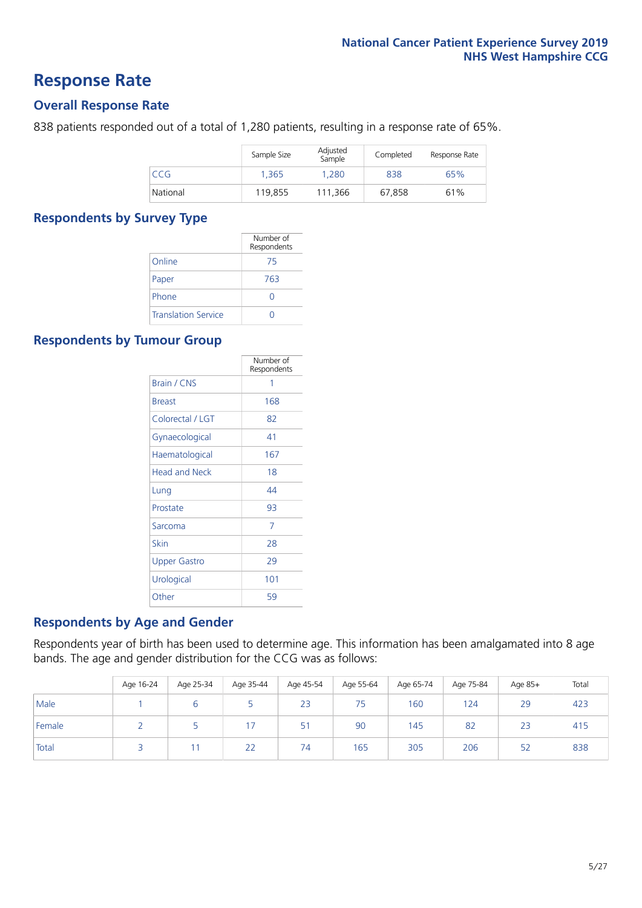# Response Rate

## Overall Response Rate

838 patients responded out of a total of 1,280 patients, resulting in a response rate of 65%.

| | Sample Size | Adjusted Sample | Completed | Response Rate |
|---|---|---|---|---|
| CCG | 1,365 | 1,280 | 838 | 65% |
| National | 119,855 | 111,366 | 67,858 | 61% |

## Respondents by Survey Type

| | Number of Respondents |
|---|---|
| Online | 75 |
| Paper | 763 |
| Phone | 0 |
| Translation Service | 0 |

## Respondents by Tumour Group

| | Number of Respondents |
|---|---|
| Brain / CNS | 1 |
| Breast | 168 |
| Colorectal / LGT | 82 |
| Gynaecological | 41 |
| Haematological | 167 |
| Head and Neck | 18 |
| Lung | 44 |
| Prostate | 93 |
| Sarcoma | 7 |
| Skin | 28 |
| Upper Gastro | 29 |
| Urological | 101 |
| Other | 59 |

## Respondents by Age and Gender

Respondents year of birth has been used to determine age. This information has been amalgamated into 8 age bands. The age and gender distribution for the CCG was as follows:

| | Age 16-24 | Age 25-34 | Age 35-44 | Age 45-54 | Age 55-64 | Age 65-74 | Age 75-84 | Age 85+ | Total |
|---|---|---|---|---|---|---|---|---|---|
| Male | 1 | 6 | 5 | 23 | 75 | 160 | 124 | 29 | 423 |
| Female | 2 | 5 | 17 | 51 | 90 | 145 | 82 | 23 | 415 |
| Total | 3 | 11 | 22 | 74 | 165 | 305 | 206 | 52 | 838 |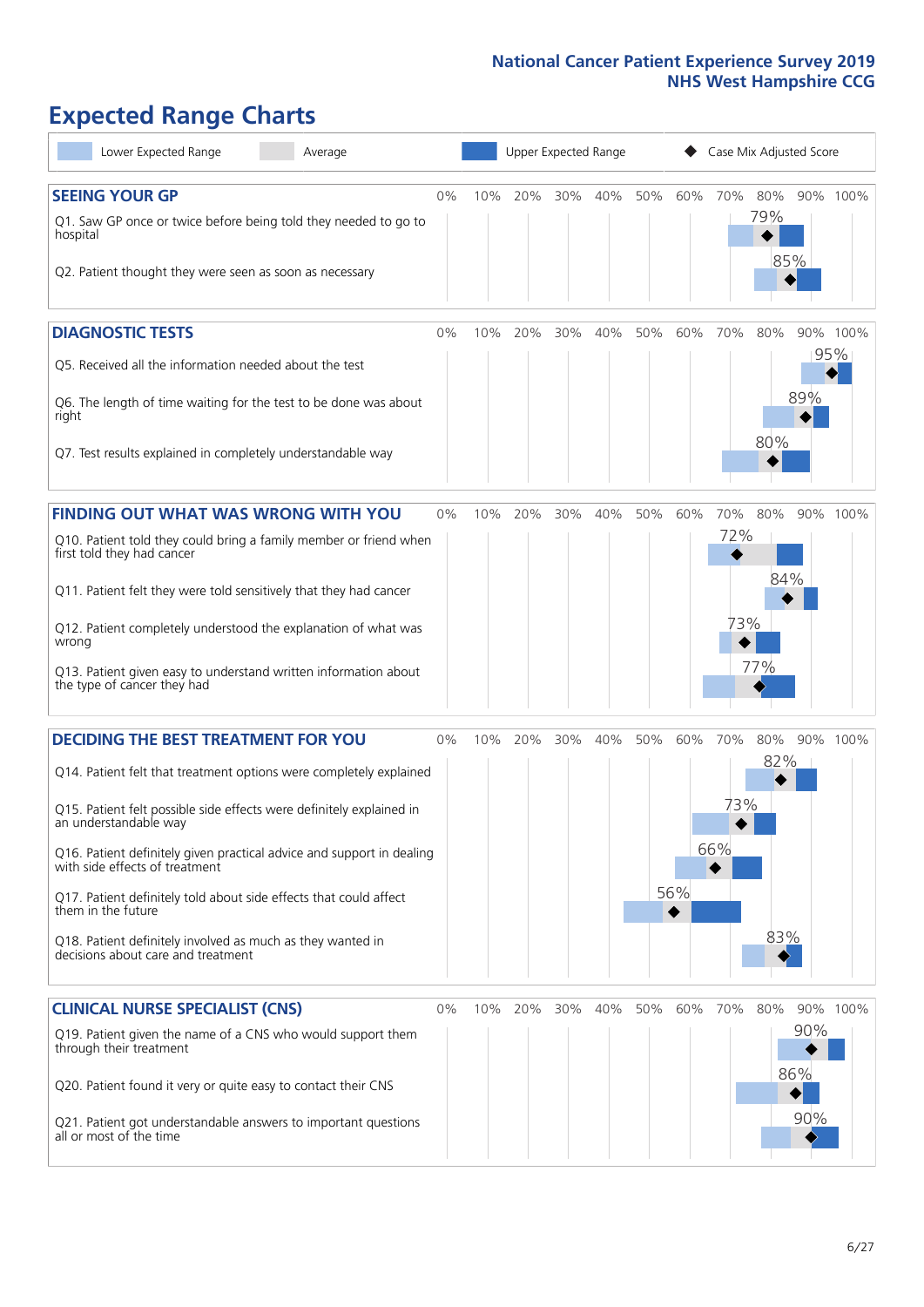# Expected Range Charts

Lower Expected Range | Average | Upper Expected Range | ◆ Case Mix Adjusted Score

## SEEING YOUR GP

| Question | Case Mix Adjusted Score |
|---|---|
| Q1. Saw GP once or twice before being told they needed to go to hospital | 79% |
| Q2. Patient thought they were seen as soon as necessary | 85% |

## DIAGNOSTIC TESTS

| Question | Case Mix Adjusted Score |
|---|---|
| Q5. Received all the information needed about the test | 95% |
| Q6. The length of time waiting for the test to be done was about right | 89% |
| Q7. Test results explained in completely understandable way | 80% |

## FINDING OUT WHAT WAS WRONG WITH YOU

| Question | Case Mix Adjusted Score |
|---|---|
| Q10. Patient told they could bring a family member or friend when first told they had cancer | 72% |
| Q11. Patient felt they were told sensitively that they had cancer | 84% |
| Q12. Patient completely understood the explanation of what was wrong | 73% |
| Q13. Patient given easy to understand written information about the type of cancer they had | 77% |

## DECIDING THE BEST TREATMENT FOR YOU

| Question | Case Mix Adjusted Score |
|---|---|
| Q14. Patient felt that treatment options were completely explained | 82% |
| Q15. Patient felt possible side effects were definitely explained in an understandable way | 73% |
| Q16. Patient definitely given practical advice and support in dealing with side effects of treatment | 66% |
| Q17. Patient definitely told about side effects that could affect them in the future | 56% |
| Q18. Patient definitely involved as much as they wanted in decisions about care and treatment | 83% |

## CLINICAL NURSE SPECIALIST (CNS)

| Question | Case Mix Adjusted Score |
|---|---|
| Q19. Patient given the name of a CNS who would support them through their treatment | 90% |
| Q20. Patient found it very or quite easy to contact their CNS | 86% |
| Q21. Patient got understandable answers to important questions all or most of the time | 90% |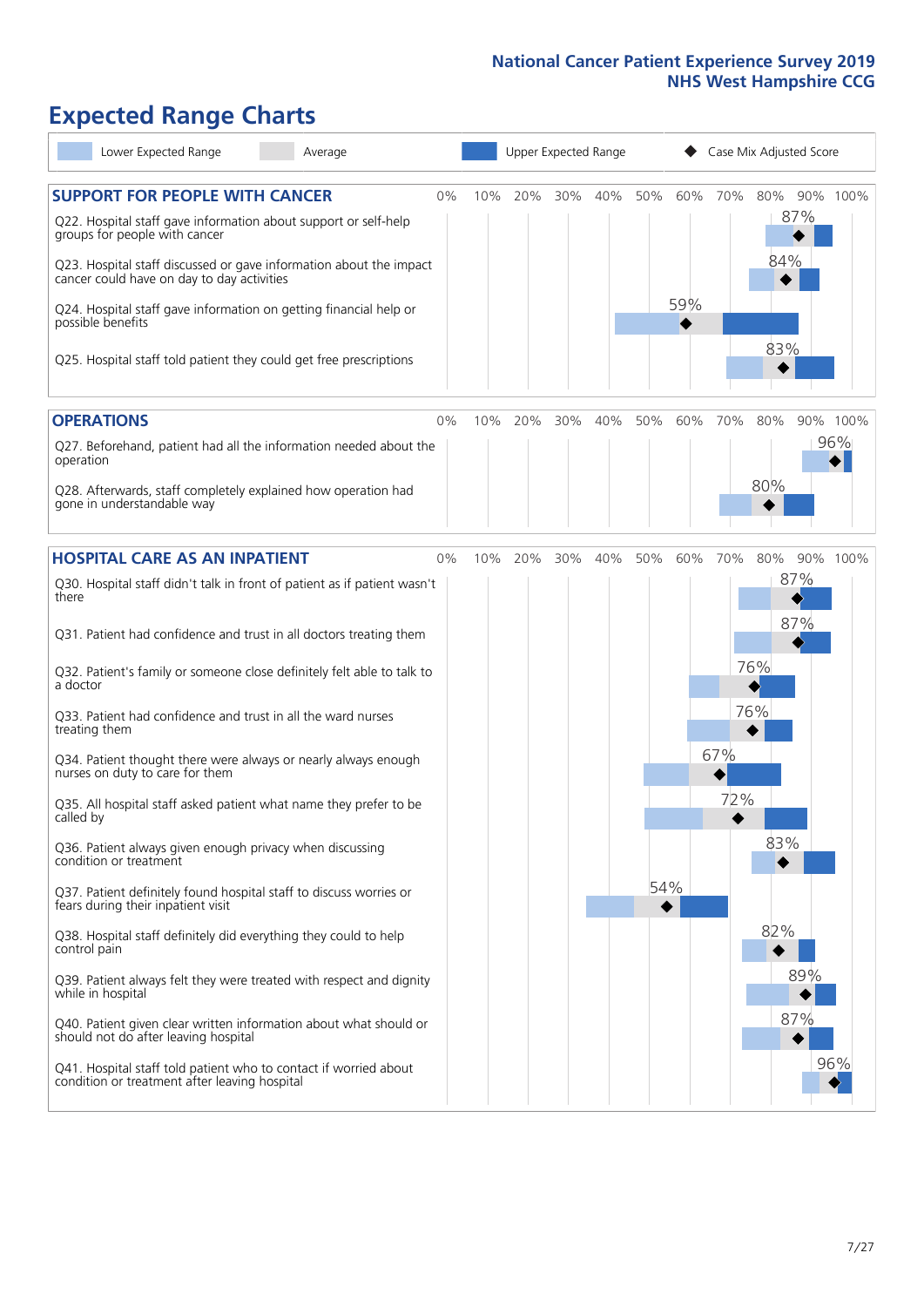# Expected Range Charts

Lower Expected Range | Average | Upper Expected Range | Case Mix Adjusted Score

## SUPPORT FOR PEOPLE WITH CANCER

| Question | Case Mix Adjusted Score |
|---|---|
| Q22. Hospital staff gave information about support or self-help groups for people with cancer | 87% |
| Q23. Hospital staff discussed or gave information about the impact cancer could have on day to day activities | 84% |
| Q24. Hospital staff gave information on getting financial help or possible benefits | 59% |
| Q25. Hospital staff told patient they could get free prescriptions | 83% |

## OPERATIONS

| Question | Case Mix Adjusted Score |
|---|---|
| Q27. Beforehand, patient had all the information needed about the operation | 96% |
| Q28. Afterwards, staff completely explained how operation had gone in understandable way | 80% |

## HOSPITAL CARE AS AN INPATIENT

| Question | Case Mix Adjusted Score |
|---|---|
| Q30. Hospital staff didn't talk in front of patient as if patient wasn't there | 87% |
| Q31. Patient had confidence and trust in all doctors treating them | 87% |
| Q32. Patient's family or someone close definitely felt able to talk to a doctor | 76% |
| Q33. Patient had confidence and trust in all the ward nurses treating them | 76% |
| Q34. Patient thought there were always or nearly always enough nurses on duty to care for them | 67% |
| Q35. All hospital staff asked patient what name they prefer to be called by | 72% |
| Q36. Patient always given enough privacy when discussing condition or treatment | 83% |
| Q37. Patient definitely found hospital staff to discuss worries or fears during their inpatient visit | 54% |
| Q38. Hospital staff definitely did everything they could to help control pain | 82% |
| Q39. Patient always felt they were treated with respect and dignity while in hospital | 89% |
| Q40. Patient given clear written information about what should or should not do after leaving hospital | 87% |
| Q41. Hospital staff told patient who to contact if worried about condition or treatment after leaving hospital | 96% |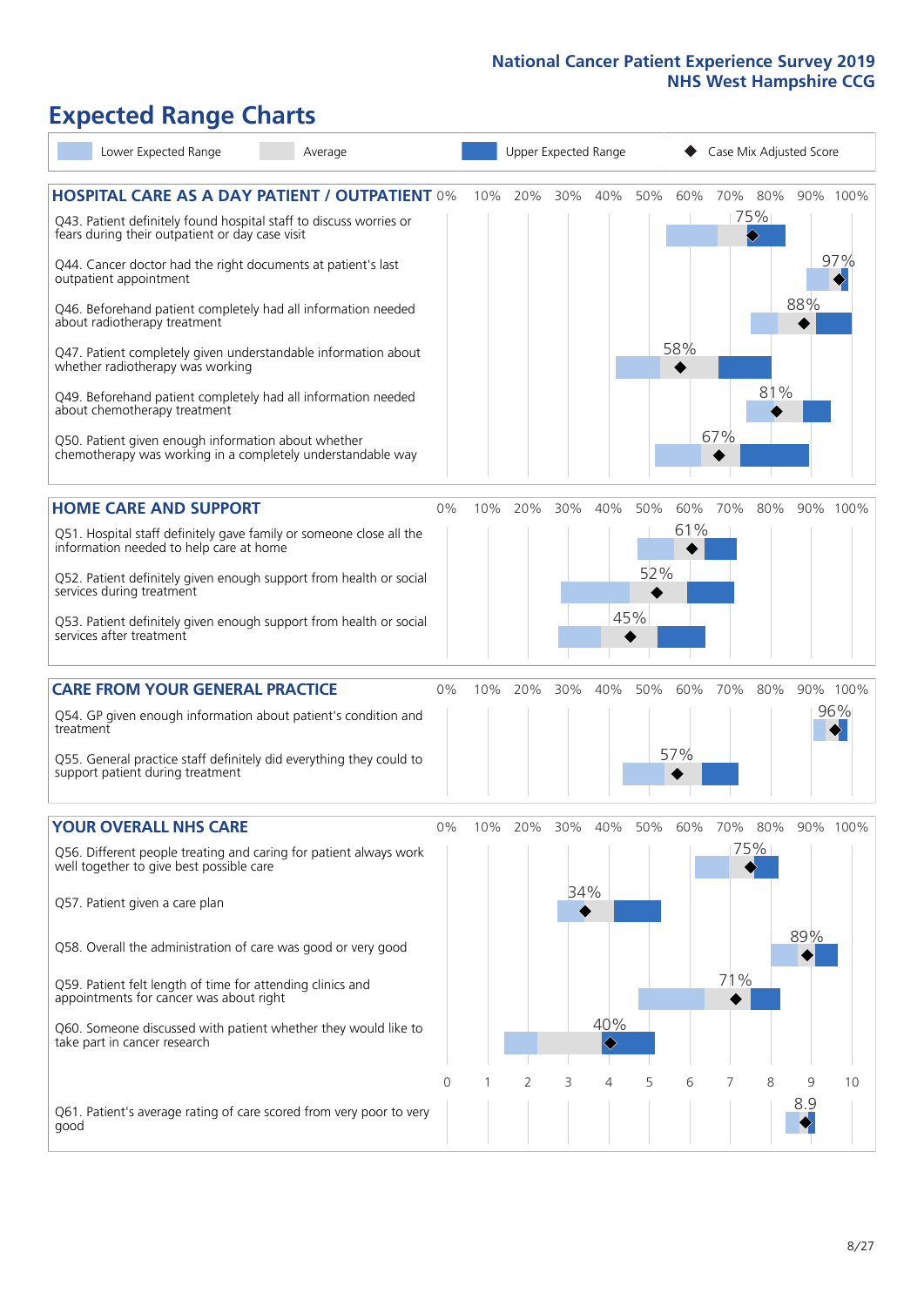# Expected Range Charts

Legend: Lower Expected Range | Average | Upper Expected Range | Case Mix Adjusted Score

## HOSPITAL CARE AS A DAY PATIENT / OUTPATIENT

| Question | Case Mix Adjusted Score |
|---|---|
| Q43. Patient definitely found hospital staff to discuss worries or fears during their outpatient or day case visit | 75% |
| Q44. Cancer doctor had the right documents at patient's last outpatient appointment | 97% |
| Q46. Beforehand patient completely had all information needed about radiotherapy treatment | 88% |
| Q47. Patient completely given understandable information about whether radiotherapy was working | 58% |
| Q49. Beforehand patient completely had all information needed about chemotherapy treatment | 81% |
| Q50. Patient given enough information about whether chemotherapy was working in a completely understandable way | 67% |

## HOME CARE AND SUPPORT

| Question | Case Mix Adjusted Score |
|---|---|
| Q51. Hospital staff definitely gave family or someone close all the information needed to help care at home | 61% |
| Q52. Patient definitely given enough support from health or social services during treatment | 52% |
| Q53. Patient definitely given enough support from health or social services after treatment | 45% |

## CARE FROM YOUR GENERAL PRACTICE

| Question | Case Mix Adjusted Score |
|---|---|
| Q54. GP given enough information about patient's condition and treatment | 96% |
| Q55. General practice staff definitely did everything they could to support patient during treatment | 57% |

## YOUR OVERALL NHS CARE

| Question | Case Mix Adjusted Score |
|---|---|
| Q56. Different people treating and caring for patient always work well together to give best possible care | 75% |
| Q57. Patient given a care plan | 34% |
| Q58. Overall the administration of care was good or very good | 89% |
| Q59. Patient felt length of time for attending clinics and appointments for cancer was about right | 71% |
| Q60. Someone discussed with patient whether they would like to take part in cancer research | 40% |
| Q61. Patient's average rating of care scored from very poor to very good | 8.9 |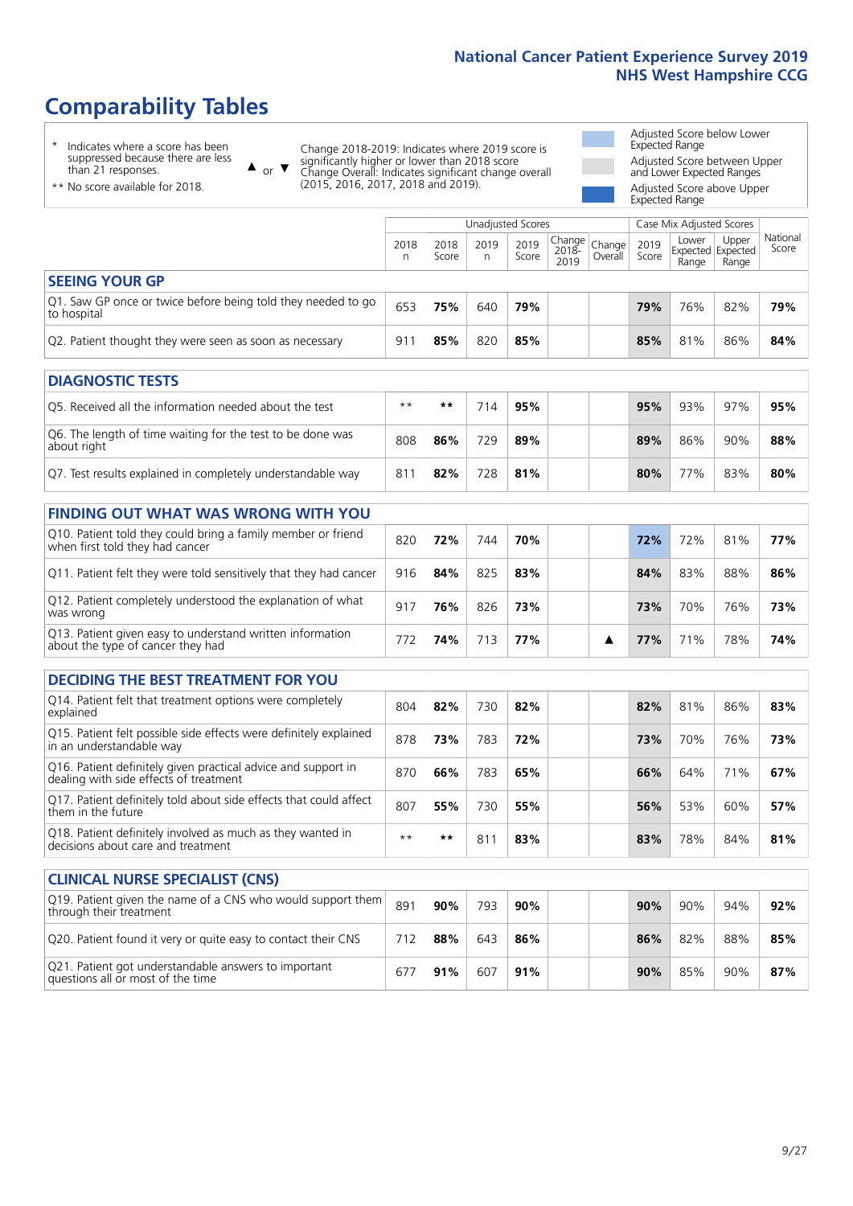# Comparability Tables

- \* Indicates where a score has been suppressed because there are less than 21 responses.
- \** No score available for 2018.

▲ or ▼ Change 2018-2019: Indicates where 2019 score is significantly higher or lower than 2018 score. Change Overall: Indicates significant change overall (2015, 2016, 2017, 2018 and 2019).

- Adjusted Score below Lower Expected Range
- Adjusted Score between Upper and Lower Expected Ranges
- Adjusted Score above Upper Expected Range

| | Unadjusted Scores | | | | | | Case Mix Adjusted Scores | | | |
|---|---|---|---|---|---|---|---|---|---|---|
| | 2018 n | 2018 Score | 2019 n | 2019 Score | Change 2018-2019 | Change Overall | 2019 Score | Lower Expected Range | Upper Expected Range | National Score |
| **SEEING YOUR GP** | | | | | | | | | | |
| Q1. Saw GP once or twice before being told they needed to go to hospital | 653 | **75%** | 640 | **79%** | | | **79%** | 76% | 82% | **79%** |
| Q2. Patient thought they were seen as soon as necessary | 911 | **85%** | 820 | **85%** | | | **85%** | 81% | 86% | **84%** |
| **DIAGNOSTIC TESTS** | | | | | | | | | | |
| Q5. Received all the information needed about the test | ** | ** | 714 | **95%** | | | **95%** | 93% | 97% | **95%** |
| Q6. The length of time waiting for the test to be done was about right | 808 | **86%** | 729 | **89%** | | | **89%** | 86% | 90% | **88%** |
| Q7. Test results explained in completely understandable way | 811 | **82%** | 728 | **81%** | | | **80%** | 77% | 83% | **80%** |
| **FINDING OUT WHAT WAS WRONG WITH YOU** | | | | | | | | | | |
| Q10. Patient told they could bring a family member or friend when first told they had cancer | 820 | **72%** | 744 | **70%** | | | **72%** | 72% | 81% | **77%** |
| Q11. Patient felt they were told sensitively that they had cancer | 916 | **84%** | 825 | **83%** | | | **84%** | 83% | 88% | **86%** |
| Q12. Patient completely understood the explanation of what was wrong | 917 | **76%** | 826 | **73%** | | | **73%** | 70% | 76% | **73%** |
| Q13. Patient given easy to understand written information about the type of cancer they had | 772 | **74%** | 713 | **77%** | | ▲ | **77%** | 71% | 78% | **74%** |
| **DECIDING THE BEST TREATMENT FOR YOU** | | | | | | | | | | |
| Q14. Patient felt that treatment options were completely explained | 804 | **82%** | 730 | **82%** | | | **82%** | 81% | 86% | **83%** |
| Q15. Patient felt possible side effects were definitely explained in an understandable way | 878 | **73%** | 783 | **72%** | | | **73%** | 70% | 76% | **73%** |
| Q16. Patient definitely given practical advice and support in dealing with side effects of treatment | 870 | **66%** | 783 | **65%** | | | **66%** | 64% | 71% | **67%** |
| Q17. Patient definitely told about side effects that could affect them in the future | 807 | **55%** | 730 | **55%** | | | **56%** | 53% | 60% | **57%** |
| Q18. Patient definitely involved as much as they wanted in decisions about care and treatment | ** | ** | 811 | **83%** | | | **83%** | 78% | 84% | **81%** |
| **CLINICAL NURSE SPECIALIST (CNS)** | | | | | | | | | | |
| Q19. Patient given the name of a CNS who would support them through their treatment | 891 | **90%** | 793 | **90%** | | | **90%** | 90% | 94% | **92%** |
| Q20. Patient found it very or quite easy to contact their CNS | 712 | **88%** | 643 | **86%** | | | **86%** | 82% | 88% | **85%** |
| Q21. Patient got understandable answers to important questions all or most of the time | 677 | **91%** | 607 | **91%** | | | **90%** | 85% | 90% | **87%** |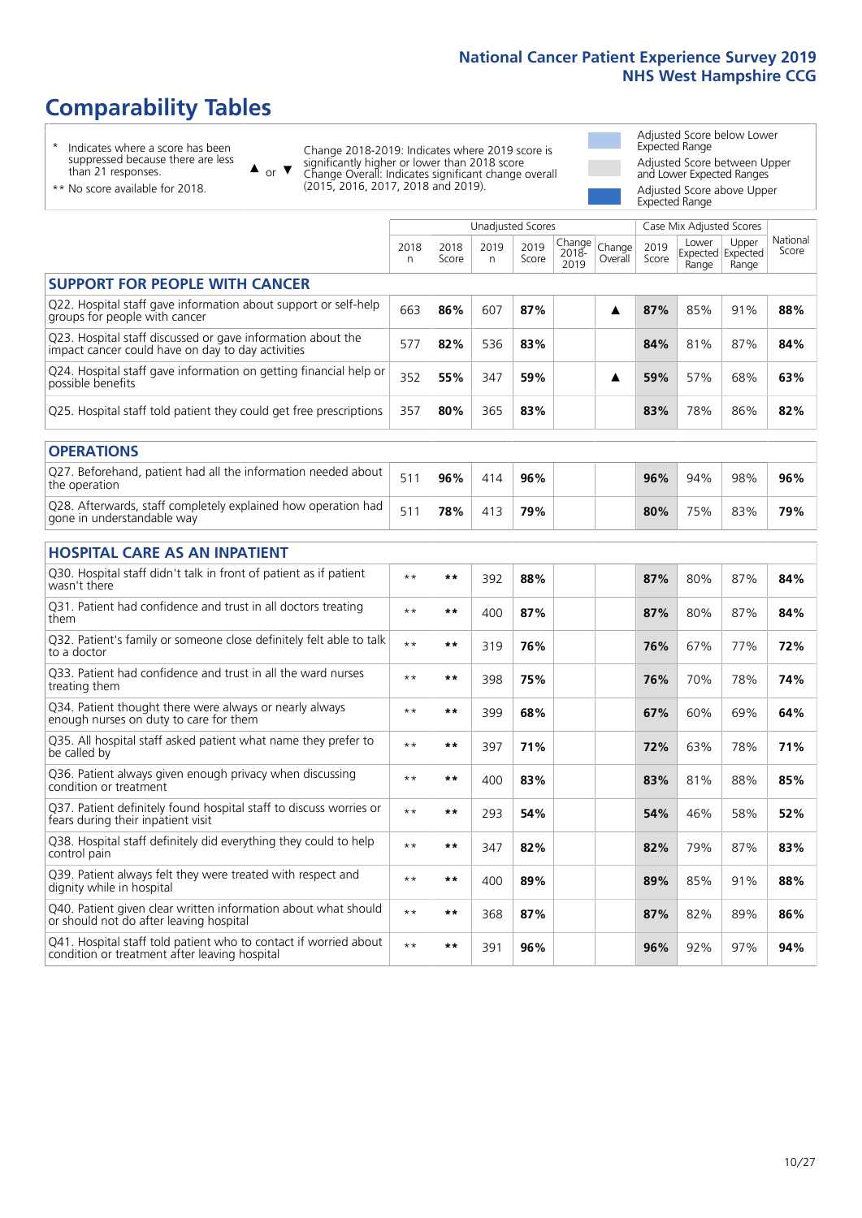# Comparability Tables

\* Indicates where a score has been suppressed because there are less than 21 responses.

\*\* No score available for 2018.

▲ or ▼ Change 2018-2019: Indicates where 2019 score is significantly higher or lower than 2018 score. Change Overall: Indicates significant change overall (2015, 2016, 2017, 2018 and 2019).

Adjusted Score below Lower Expected Range

Adjusted Score between Upper and Lower Expected Ranges

Adjusted Score above Upper Expected Range

| | Unadjusted Scores | | | | | | Case Mix Adjusted Scores | | | |
|---|---|---|---|---|---|---|---|---|---|---|
| | 2018 n | 2018 Score | 2019 n | 2019 Score | Change 2018-2019 | Change Overall | 2019 Score | Lower Expected Range | Upper Expected Range | National Score |
| **SUPPORT FOR PEOPLE WITH CANCER** | | | | | | | | | | |
| Q22. Hospital staff gave information about support or self-help groups for people with cancer | 663 | **86%** | 607 | **87%** | | ▲ | **87%** | 85% | 91% | **88%** |
| Q23. Hospital staff discussed or gave information about the impact cancer could have on day to day activities | 577 | **82%** | 536 | **83%** | | | **84%** | 81% | 87% | **84%** |
| Q24. Hospital staff gave information on getting financial help or possible benefits | 352 | **55%** | 347 | **59%** | | ▲ | **59%** | 57% | 68% | **63%** |
| Q25. Hospital staff told patient they could get free prescriptions | 357 | **80%** | 365 | **83%** | | | **83%** | 78% | 86% | **82%** |
| **OPERATIONS** | | | | | | | | | | |
| Q27. Beforehand, patient had all the information needed about the operation | 511 | **96%** | 414 | **96%** | | | **96%** | 94% | 98% | **96%** |
| Q28. Afterwards, staff completely explained how operation had gone in understandable way | 511 | **78%** | 413 | **79%** | | | **80%** | 75% | 83% | **79%** |
| **HOSPITAL CARE AS AN INPATIENT** | | | | | | | | | | |
| Q30. Hospital staff didn't talk in front of patient as if patient wasn't there | ** | ** | 392 | **88%** | | | **87%** | 80% | 87% | **84%** |
| Q31. Patient had confidence and trust in all doctors treating them | ** | ** | 400 | **87%** | | | **87%** | 80% | 87% | **84%** |
| Q32. Patient's family or someone close definitely felt able to talk to a doctor | ** | ** | 319 | **76%** | | | **76%** | 67% | 77% | **72%** |
| Q33. Patient had confidence and trust in all the ward nurses treating them | ** | ** | 398 | **75%** | | | **76%** | 70% | 78% | **74%** |
| Q34. Patient thought there were always or nearly always enough nurses on duty to care for them | ** | ** | 399 | **68%** | | | **67%** | 60% | 69% | **64%** |
| Q35. All hospital staff asked patient what name they prefer to be called by | ** | ** | 397 | **71%** | | | **72%** | 63% | 78% | **71%** |
| Q36. Patient always given enough privacy when discussing condition or treatment | ** | ** | 400 | **83%** | | | **83%** | 81% | 88% | **85%** |
| Q37. Patient definitely found hospital staff to discuss worries or fears during their inpatient visit | ** | ** | 293 | **54%** | | | **54%** | 46% | 58% | **52%** |
| Q38. Hospital staff definitely did everything they could to help control pain | ** | ** | 347 | **82%** | | | **82%** | 79% | 87% | **83%** |
| Q39. Patient always felt they were treated with respect and dignity while in hospital | ** | ** | 400 | **89%** | | | **89%** | 85% | 91% | **88%** |
| Q40. Patient given clear written information about what should or should not do after leaving hospital | ** | ** | 368 | **87%** | | | **87%** | 82% | 89% | **86%** |
| Q41. Hospital staff told patient who to contact if worried about condition or treatment after leaving hospital | ** | ** | 391 | **96%** | | | **96%** | 92% | 97% | **94%** |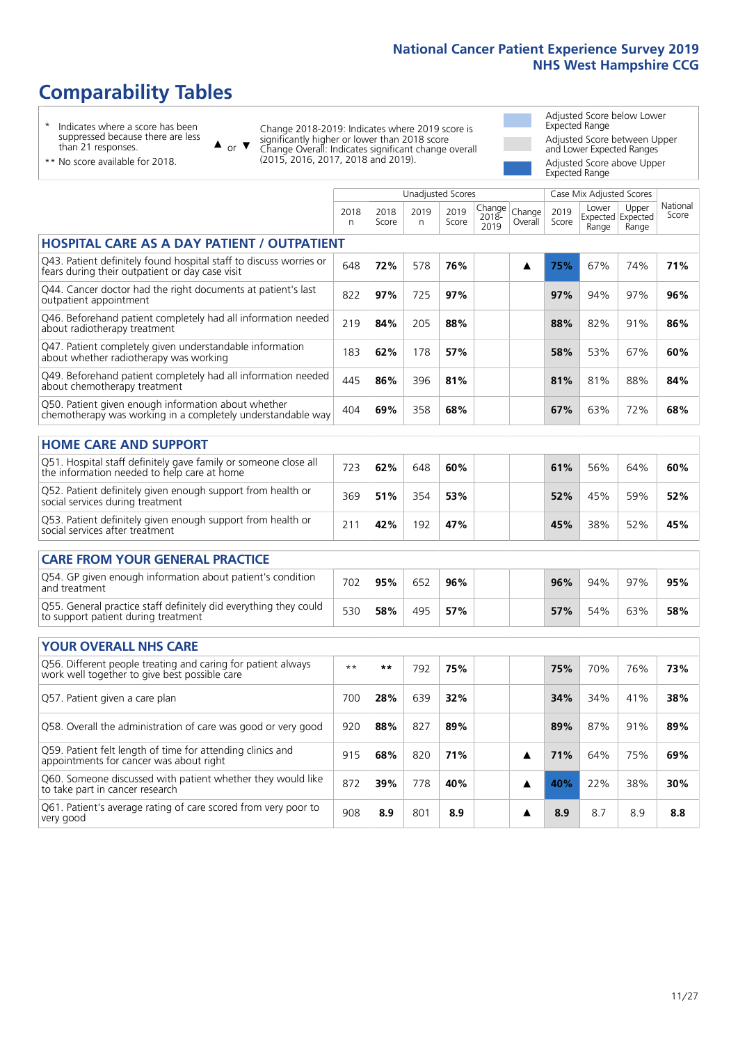# Comparability Tables

- \* Indicates where a score has been suppressed because there are less than 21 responses.
- \*\* No score available for 2018.

▲ or ▼ Change 2018-2019: Indicates where 2019 score is significantly higher or lower than 2018 score. Change Overall: Indicates significant change overall (2015, 2016, 2017, 2018 and 2019).

- Adjusted Score below Lower Expected Range
- Adjusted Score between Upper and Lower Expected Ranges
- Adjusted Score above Upper Expected Range

| | Unadjusted Scores | | | | | | Case Mix Adjusted Scores | | | |
|---|---|---|---|---|---|---|---|---|---|---|
| | 2018 n | 2018 Score | 2019 n | 2019 Score | Change 2018-2019 | Change Overall | 2019 Score | Lower Expected Range | Upper Expected Range | National Score |
| **HOSPITAL CARE AS A DAY PATIENT / OUTPATIENT** | | | | | | | | | | |
| Q43. Patient definitely found hospital staff to discuss worries or fears during their outpatient or day case visit | 648 | **72%** | 578 | **76%** | | ▲ | **75%** | 67% | 74% | **71%** |
| Q44. Cancer doctor had the right documents at patient's last outpatient appointment | 822 | **97%** | 725 | **97%** | | | **97%** | 94% | 97% | **96%** |
| Q46. Beforehand patient completely had all information needed about radiotherapy treatment | 219 | **84%** | 205 | **88%** | | | **88%** | 82% | 91% | **86%** |
| Q47. Patient completely given understandable information about whether radiotherapy was working | 183 | **62%** | 178 | **57%** | | | **58%** | 53% | 67% | **60%** |
| Q49. Beforehand patient completely had all information needed about chemotherapy treatment | 445 | **86%** | 396 | **81%** | | | **81%** | 81% | 88% | **84%** |
| Q50. Patient given enough information about whether chemotherapy was working in a completely understandable way | 404 | **69%** | 358 | **68%** | | | **67%** | 63% | 72% | **68%** |
| **HOME CARE AND SUPPORT** | | | | | | | | | | |
| Q51. Hospital staff definitely gave family or someone close all the information needed to help care at home | 723 | **62%** | 648 | **60%** | | | **61%** | 56% | 64% | **60%** |
| Q52. Patient definitely given enough support from health or social services during treatment | 369 | **51%** | 354 | **53%** | | | **52%** | 45% | 59% | **52%** |
| Q53. Patient definitely given enough support from health or social services after treatment | 211 | **42%** | 192 | **47%** | | | **45%** | 38% | 52% | **45%** |
| **CARE FROM YOUR GENERAL PRACTICE** | | | | | | | | | | |
| Q54. GP given enough information about patient's condition and treatment | 702 | **95%** | 652 | **96%** | | | **96%** | 94% | 97% | **95%** |
| Q55. General practice staff definitely did everything they could to support patient during treatment | 530 | **58%** | 495 | **57%** | | | **57%** | 54% | 63% | **58%** |
| **YOUR OVERALL NHS CARE** | | | | | | | | | | |
| Q56. Different people treating and caring for patient always work well together to give best possible care | \*\* | **\*\*** | 792 | **75%** | | | **75%** | 70% | 76% | **73%** |
| Q57. Patient given a care plan | 700 | **28%** | 639 | **32%** | | | **34%** | 34% | 41% | **38%** |
| Q58. Overall the administration of care was good or very good | 920 | **88%** | 827 | **89%** | | | **89%** | 87% | 91% | **89%** |
| Q59. Patient felt length of time for attending clinics and appointments for cancer was about right | 915 | **68%** | 820 | **71%** | | ▲ | **71%** | 64% | 75% | **69%** |
| Q60. Someone discussed with patient whether they would like to take part in cancer research | 872 | **39%** | 778 | **40%** | | ▲ | **40%** | 22% | 38% | **30%** |
| Q61. Patient's average rating of care scored from very poor to very good | 908 | **8.9** | 801 | **8.9** | | ▲ | **8.9** | 8.7 | 8.9 | **8.8** |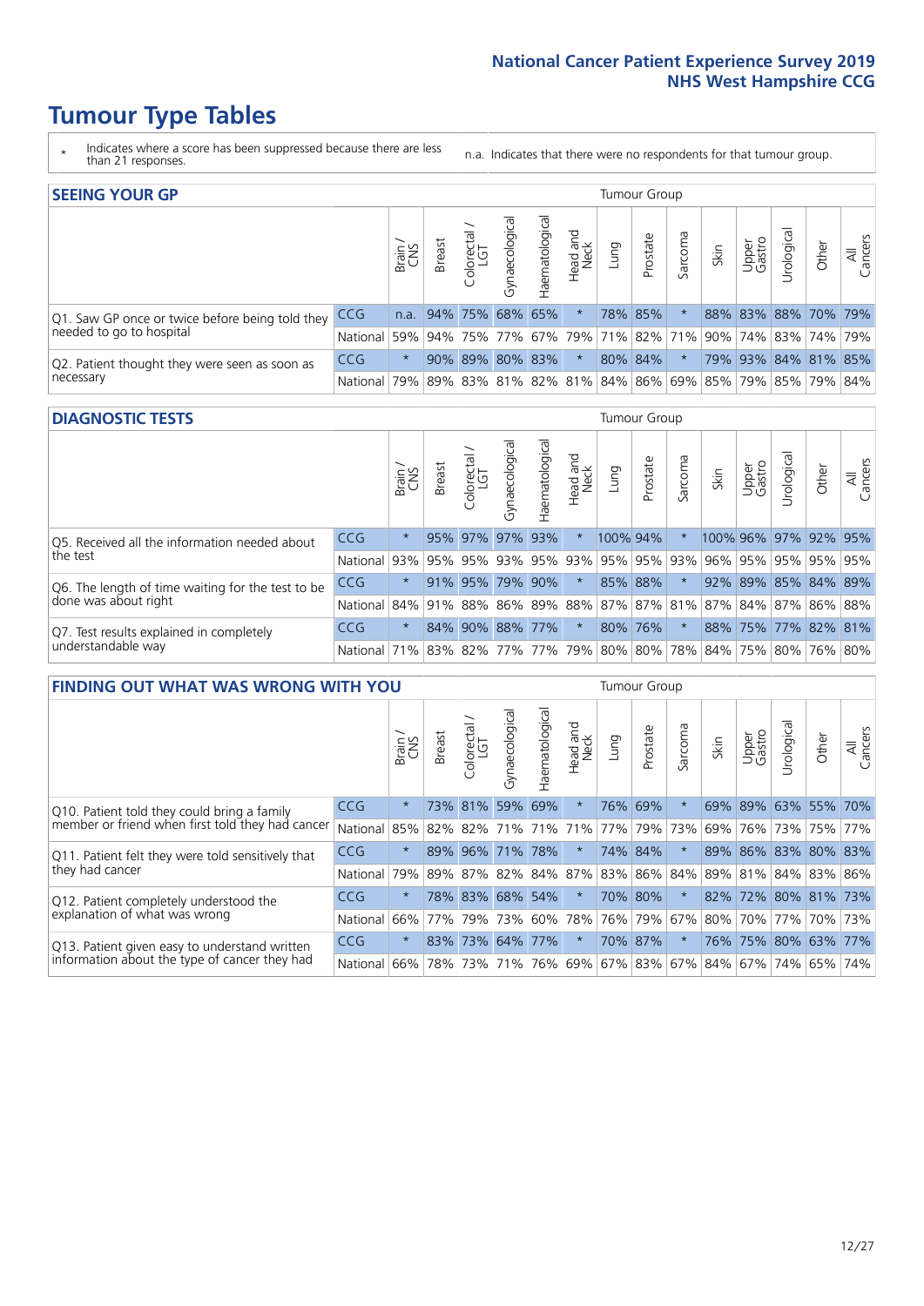# Tumour Type Tables

\* Indicates where a score has been suppressed because there are less than 21 responses.

n.a. Indicates that there were no respondents for that tumour group.

## SEEING YOUR GP

| | | Brain / CNS | Breast | Colorectal / LGT | Gynaecological | Haematological | Head and Neck | Lung | Prostate | Sarcoma | Skin | Upper Gastro | Urological | Other | All Cancers |
|---|---|---|---|---|---|---|---|---|---|---|---|---|---|---|---|
| Q1. Saw GP once or twice before being told they needed to go to hospital | CCG | n.a. | 94% | 75% | 68% | 65% | * | 78% | 85% | * | 88% | 83% | 88% | 70% | 79% |
| | National | 59% | 94% | 75% | 77% | 67% | 79% | 71% | 82% | 71% | 90% | 74% | 83% | 74% | 79% |
| Q2. Patient thought they were seen as soon as necessary | CCG | * | 90% | 89% | 80% | 83% | * | 80% | 84% | * | 79% | 93% | 84% | 81% | 85% |
| | National | 79% | 89% | 83% | 81% | 82% | 81% | 84% | 86% | 69% | 85% | 79% | 85% | 79% | 84% |

## DIAGNOSTIC TESTS

| | | Brain / CNS | Breast | Colorectal / LGT | Gynaecological | Haematological | Head and Neck | Lung | Prostate | Sarcoma | Skin | Upper Gastro | Urological | Other | All Cancers |
|---|---|---|---|---|---|---|---|---|---|---|---|---|---|---|---|
| Q5. Received all the information needed about the test | CCG | * | 95% | 97% | 97% | 93% | * | 100% | 94% | * | 100% | 96% | 97% | 92% | 95% |
| | National | 93% | 95% | 95% | 93% | 95% | 93% | 95% | 95% | 93% | 96% | 95% | 95% | 95% | 95% |
| Q6. The length of time waiting for the test to be done was about right | CCG | * | 91% | 95% | 79% | 90% | * | 85% | 88% | * | 92% | 89% | 85% | 84% | 89% |
| | National | 84% | 91% | 88% | 86% | 89% | 88% | 87% | 87% | 81% | 87% | 84% | 87% | 86% | 88% |
| Q7. Test results explained in completely understandable way | CCG | * | 84% | 90% | 88% | 77% | * | 80% | 76% | * | 88% | 75% | 77% | 82% | 81% |
| | National | 71% | 83% | 82% | 77% | 77% | 79% | 80% | 80% | 78% | 84% | 75% | 80% | 76% | 80% |

## FINDING OUT WHAT WAS WRONG WITH YOU

| | | Brain / CNS | Breast | Colorectal / LGT | Gynaecological | Haematological | Head and Neck | Lung | Prostate | Sarcoma | Skin | Upper Gastro | Urological | Other | All Cancers |
|---|---|---|---|---|---|---|---|---|---|---|---|---|---|---|---|
| Q10. Patient told they could bring a family member or friend when first told they had cancer | CCG | * | 73% | 81% | 59% | 69% | * | 76% | 69% | * | 69% | 89% | 63% | 55% | 70% |
| | National | 85% | 82% | 82% | 71% | 71% | 71% | 77% | 79% | 73% | 69% | 76% | 73% | 75% | 77% |
| Q11. Patient felt they were told sensitively that they had cancer | CCG | * | 89% | 96% | 71% | 78% | * | 74% | 84% | * | 89% | 86% | 83% | 80% | 83% |
| | National | 79% | 89% | 87% | 82% | 84% | 87% | 83% | 86% | 84% | 89% | 81% | 84% | 83% | 86% |
| Q12. Patient completely understood the explanation of what was wrong | CCG | * | 78% | 83% | 68% | 54% | * | 70% | 80% | * | 82% | 72% | 80% | 81% | 73% |
| | National | 66% | 77% | 79% | 73% | 60% | 78% | 76% | 79% | 67% | 80% | 70% | 77% | 70% | 73% |
| Q13. Patient given easy to understand written information about the type of cancer they had | CCG | * | 83% | 73% | 64% | 77% | * | 70% | 87% | * | 76% | 75% | 80% | 63% | 77% |
| | National | 66% | 78% | 73% | 71% | 76% | 69% | 67% | 83% | 67% | 84% | 67% | 74% | 65% | 74% |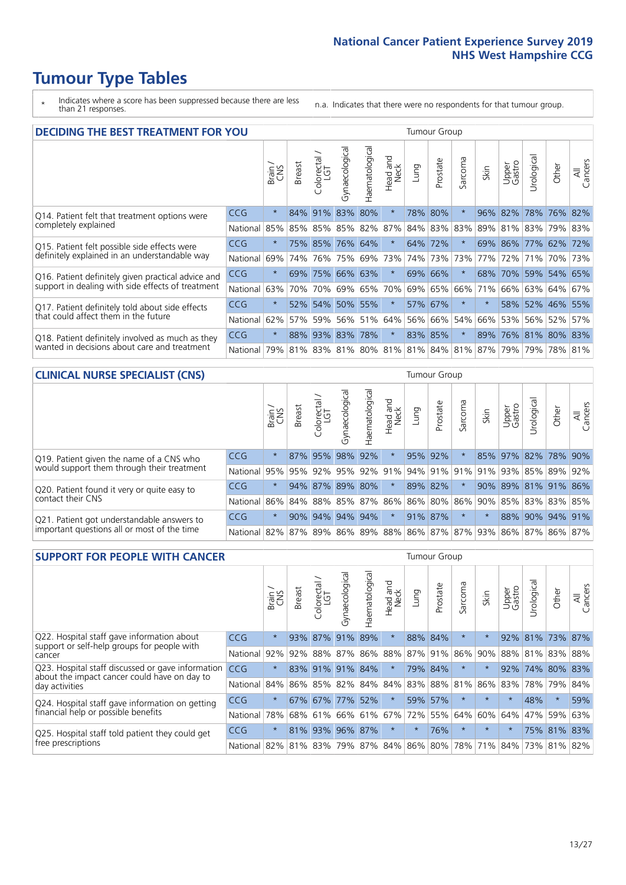# Tumour Type Tables

\* Indicates where a score has been suppressed because there are less than 21 responses.

n.a. Indicates that there were no respondents for that tumour group.

## DECIDING THE BEST TREATMENT FOR YOU

| | | Brain / CNS | Breast | Colorectal / LGT | Gynaecological | Haematological | Head and Neck | Lung | Prostate | Sarcoma | Skin | Upper Gastro | Urological | Other | All Cancers |
|---|---|---|---|---|---|---|---|---|---|---|---|---|---|---|---|
| Q14. Patient felt that treatment options were completely explained | CCG | * | 84% | 91% | 83% | 80% | * | 78% | 80% | * | 96% | 82% | 78% | 76% | 82% |
| | National | 85% | 85% | 85% | 85% | 82% | 87% | 84% | 83% | 83% | 89% | 81% | 83% | 79% | 83% |
| Q15. Patient felt possible side effects were definitely explained in an understandable way | CCG | * | 75% | 85% | 76% | 64% | * | 64% | 72% | * | 69% | 86% | 77% | 62% | 72% |
| | National | 69% | 74% | 76% | 75% | 69% | 73% | 74% | 73% | 73% | 77% | 72% | 71% | 70% | 73% |
| Q16. Patient definitely given practical advice and support in dealing with side effects of treatment | CCG | * | 69% | 75% | 66% | 63% | * | 69% | 66% | * | 68% | 70% | 59% | 54% | 65% |
| | National | 63% | 70% | 70% | 69% | 65% | 70% | 69% | 65% | 66% | 71% | 66% | 63% | 64% | 67% |
| Q17. Patient definitely told about side effects that could affect them in the future | CCG | * | 52% | 54% | 50% | 55% | * | 57% | 67% | * | * | 58% | 52% | 46% | 55% |
| | National | 62% | 57% | 59% | 56% | 51% | 64% | 56% | 66% | 54% | 66% | 53% | 56% | 52% | 57% |
| Q18. Patient definitely involved as much as they wanted in decisions about care and treatment | CCG | * | 88% | 93% | 83% | 78% | * | 83% | 85% | * | 89% | 76% | 81% | 80% | 83% |
| | National | 79% | 81% | 83% | 81% | 80% | 81% | 81% | 84% | 81% | 87% | 79% | 79% | 78% | 81% |

## CLINICAL NURSE SPECIALIST (CNS)

| | | Brain / CNS | Breast | Colorectal / LGT | Gynaecological | Haematological | Head and Neck | Lung | Prostate | Sarcoma | Skin | Upper Gastro | Urological | Other | All Cancers |
|---|---|---|---|---|---|---|---|---|---|---|---|---|---|---|---|
| Q19. Patient given the name of a CNS who would support them through their treatment | CCG | * | 87% | 95% | 98% | 92% | * | 95% | 92% | * | 85% | 97% | 82% | 78% | 90% |
| | National | 95% | 95% | 92% | 95% | 92% | 91% | 94% | 91% | 91% | 91% | 93% | 85% | 89% | 92% |
| Q20. Patient found it very or quite easy to contact their CNS | CCG | * | 94% | 87% | 89% | 80% | * | 89% | 82% | * | 90% | 89% | 81% | 91% | 86% |
| | National | 86% | 84% | 88% | 85% | 87% | 86% | 86% | 80% | 86% | 90% | 85% | 83% | 83% | 85% |
| Q21. Patient got understandable answers to important questions all or most of the time | CCG | * | 90% | 94% | 94% | 94% | * | 91% | 87% | * | * | 88% | 90% | 94% | 91% |
| | National | 82% | 87% | 89% | 86% | 89% | 88% | 86% | 87% | 87% | 93% | 86% | 87% | 86% | 87% |

## SUPPORT FOR PEOPLE WITH CANCER

| | | Brain / CNS | Breast | Colorectal / LGT | Gynaecological | Haematological | Head and Neck | Lung | Prostate | Sarcoma | Skin | Upper Gastro | Urological | Other | All Cancers |
|---|---|---|---|---|---|---|---|---|---|---|---|---|---|---|---|
| Q22. Hospital staff gave information about support or self-help groups for people with cancer | CCG | * | 93% | 87% | 91% | 89% | * | 88% | 84% | * | * | 92% | 81% | 73% | 87% |
| | National | 92% | 92% | 88% | 87% | 86% | 88% | 87% | 91% | 86% | 90% | 88% | 81% | 83% | 88% |
| Q23. Hospital staff discussed or gave information about the impact cancer could have on day to day activities | CCG | * | 83% | 91% | 91% | 84% | * | 79% | 84% | * | * | 92% | 74% | 80% | 83% |
| | National | 84% | 86% | 85% | 82% | 84% | 84% | 83% | 88% | 81% | 86% | 83% | 78% | 79% | 84% |
| Q24. Hospital staff gave information on getting financial help or possible benefits | CCG | * | 67% | 67% | 77% | 52% | * | 59% | 57% | * | * | * | 48% | * | 59% |
| | National | 78% | 68% | 61% | 66% | 61% | 67% | 72% | 55% | 64% | 60% | 64% | 47% | 59% | 63% |
| Q25. Hospital staff told patient they could get free prescriptions | CCG | * | 81% | 93% | 96% | 87% | * | * | 76% | * | * | * | 75% | 81% | 83% |
| | National | 82% | 81% | 83% | 79% | 87% | 84% | 86% | 80% | 78% | 71% | 84% | 73% | 81% | 82% |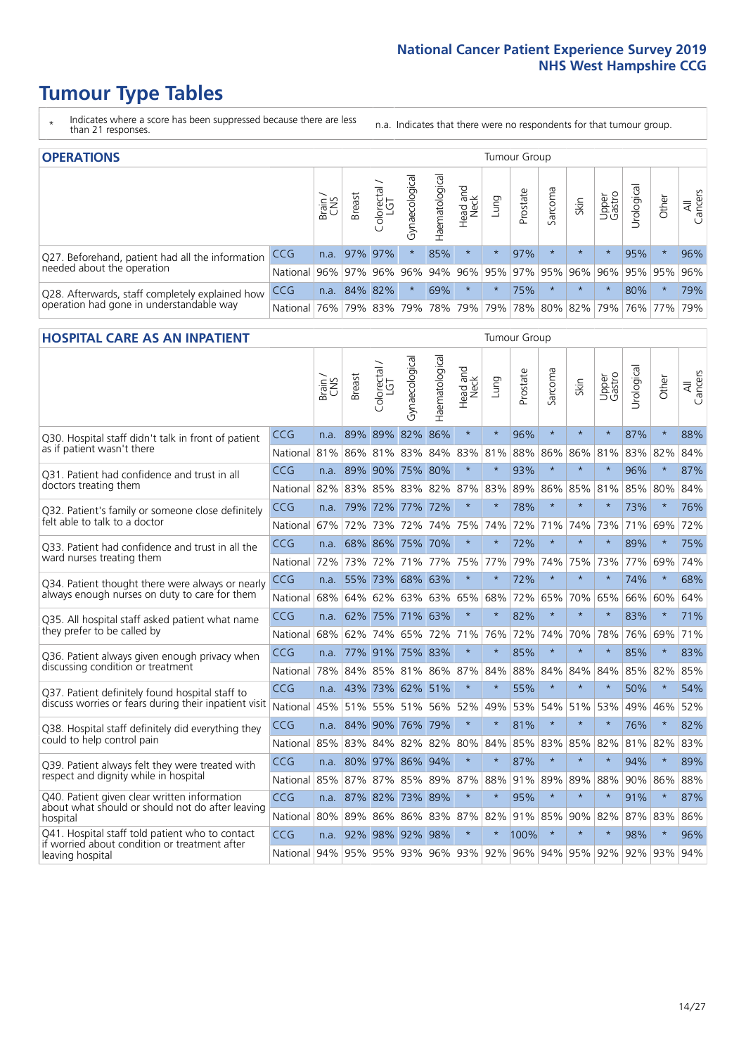# Tumour Type Tables

\* Indicates where a score has been suppressed because there are less than 21 responses.

n.a. Indicates that there were no respondents for that tumour group.

## OPERATIONS

| | | Brain / CNS | Breast | Colorectal / LGT | Gynaecological | Haematological | Head and Neck | Lung | Prostate | Sarcoma | Skin | Upper Gastro | Urological | Other | All Cancers |
|---|---|---|---|---|---|---|---|---|---|---|---|---|---|---|---|
| Q27. Beforehand, patient had all the information needed about the operation | CCG | n.a. | 97% | 97% | * | 85% | * | * | 97% | * | * | * | 95% | * | 96% |
| | National | 96% | 97% | 96% | 96% | 94% | 96% | 95% | 97% | 95% | 96% | 96% | 95% | 95% | 96% |
| Q28. Afterwards, staff completely explained how operation had gone in understandable way | CCG | n.a. | 84% | 82% | * | 69% | * | * | 75% | * | * | * | 80% | * | 79% |
| | National | 76% | 79% | 83% | 79% | 78% | 79% | 79% | 78% | 80% | 82% | 79% | 76% | 77% | 79% |

## HOSPITAL CARE AS AN INPATIENT

| | | Brain / CNS | Breast | Colorectal / LGT | Gynaecological | Haematological | Head and Neck | Lung | Prostate | Sarcoma | Skin | Upper Gastro | Urological | Other | All Cancers |
|---|---|---|---|---|---|---|---|---|---|---|---|---|---|---|---|
| Q30. Hospital staff didn't talk in front of patient as if patient wasn't there | CCG | n.a. | 89% | 89% | 82% | 86% | * | * | 96% | * | * | * | 87% | * | 88% |
| | National | 81% | 86% | 81% | 83% | 84% | 83% | 81% | 88% | 86% | 86% | 81% | 83% | 82% | 84% |
| Q31. Patient had confidence and trust in all doctors treating them | CCG | n.a. | 89% | 90% | 75% | 80% | * | * | 93% | * | * | * | 96% | * | 87% |
| | National | 82% | 83% | 85% | 83% | 82% | 87% | 83% | 89% | 86% | 85% | 81% | 85% | 80% | 84% |
| Q32. Patient's family or someone close definitely felt able to talk to a doctor | CCG | n.a. | 79% | 72% | 77% | 72% | * | * | 78% | * | * | * | 73% | * | 76% |
| | National | 67% | 72% | 73% | 72% | 74% | 75% | 74% | 72% | 71% | 74% | 73% | 71% | 69% | 72% |
| Q33. Patient had confidence and trust in all the ward nurses treating them | CCG | n.a. | 68% | 86% | 75% | 70% | * | * | 72% | * | * | * | 89% | * | 75% |
| | National | 72% | 73% | 72% | 71% | 77% | 75% | 77% | 79% | 74% | 75% | 73% | 77% | 69% | 74% |
| Q34. Patient thought there were always or nearly always enough nurses on duty to care for them | CCG | n.a. | 55% | 73% | 68% | 63% | * | * | 72% | * | * | * | 74% | * | 68% |
| | National | 68% | 64% | 62% | 63% | 63% | 65% | 68% | 72% | 65% | 70% | 65% | 66% | 60% | 64% |
| Q35. All hospital staff asked patient what name they prefer to be called by | CCG | n.a. | 62% | 75% | 71% | 63% | * | * | 82% | * | * | * | 83% | * | 71% |
| | National | 68% | 62% | 74% | 65% | 72% | 71% | 76% | 72% | 74% | 70% | 78% | 76% | 69% | 71% |
| Q36. Patient always given enough privacy when discussing condition or treatment | CCG | n.a. | 77% | 91% | 75% | 83% | * | * | 85% | * | * | * | 85% | * | 83% |
| | National | 78% | 84% | 85% | 81% | 86% | 87% | 84% | 88% | 84% | 84% | 84% | 85% | 82% | 85% |
| Q37. Patient definitely found hospital staff to discuss worries or fears during their inpatient visit | CCG | n.a. | 43% | 73% | 62% | 51% | * | * | 55% | * | * | * | 50% | * | 54% |
| | National | 45% | 51% | 55% | 51% | 56% | 52% | 49% | 53% | 54% | 51% | 53% | 49% | 46% | 52% |
| Q38. Hospital staff definitely did everything they could to help control pain | CCG | n.a. | 84% | 90% | 76% | 79% | * | * | 81% | * | * | * | 76% | * | 82% |
| | National | 85% | 83% | 84% | 82% | 82% | 80% | 84% | 85% | 83% | 85% | 82% | 81% | 82% | 83% |
| Q39. Patient always felt they were treated with respect and dignity while in hospital | CCG | n.a. | 80% | 97% | 86% | 94% | * | * | 87% | * | * | * | 94% | * | 89% |
| | National | 85% | 87% | 87% | 85% | 89% | 87% | 88% | 91% | 89% | 89% | 88% | 90% | 86% | 88% |
| Q40. Patient given clear written information about what should or should not do after leaving hospital | CCG | n.a. | 87% | 82% | 73% | 89% | * | * | 95% | * | * | * | 91% | * | 87% |
| | National | 80% | 89% | 86% | 86% | 83% | 87% | 82% | 91% | 85% | 90% | 82% | 87% | 83% | 86% |
| Q41. Hospital staff told patient who to contact if worried about condition or treatment after leaving hospital | CCG | n.a. | 92% | 98% | 92% | 98% | * | * | 100% | * | * | * | 98% | * | 96% |
| | National | 94% | 95% | 95% | 93% | 96% | 93% | 92% | 96% | 94% | 95% | 92% | 92% | 93% | 94% |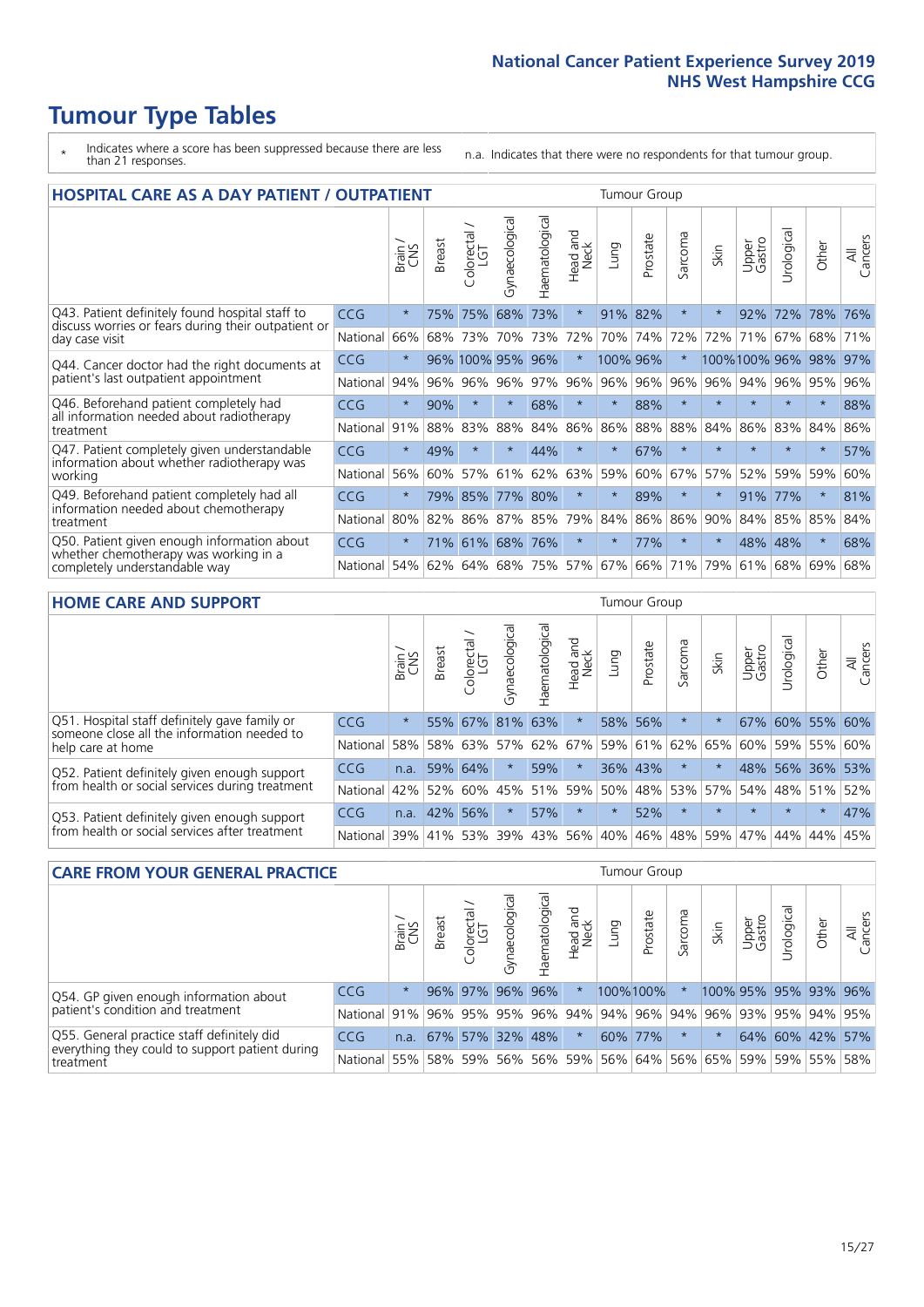# Tumour Type Tables

\* Indicates where a score has been suppressed because there are less than 21 responses.

n.a. Indicates that there were no respondents for that tumour group.

## HOSPITAL CARE AS A DAY PATIENT / OUTPATIENT

| | | Brain / CNS | Breast | Colorectal / LGT | Gynaecological | Haematological | Head and Neck | Lung | Prostate | Sarcoma | Skin | Upper Gastro | Urological | Other | All Cancers |
|---|---|---|---|---|---|---|---|---|---|---|---|---|---|---|---|
| Q43. Patient definitely found hospital staff to discuss worries or fears during their outpatient or day case visit | CCG | * | 75% | 75% | 68% | 73% | * | 91% | 82% | * | * | 92% | 72% | 78% | 76% |
| | National | 66% | 68% | 73% | 70% | 73% | 72% | 70% | 74% | 72% | 72% | 71% | 67% | 68% | 71% |
| Q44. Cancer doctor had the right documents at patient's last outpatient appointment | CCG | * | 96% | 100% | 95% | 96% | * | 100% | 96% | * | 100% | 100% | 96% | 98% | 97% |
| | National | 94% | 96% | 96% | 96% | 97% | 96% | 96% | 96% | 96% | 96% | 94% | 96% | 95% | 96% |
| Q46. Beforehand patient completely had all information needed about radiotherapy treatment | CCG | * | 90% | * | * | 68% | * | * | 88% | * | * | * | * | * | 88% |
| | National | 91% | 88% | 83% | 88% | 84% | 86% | 86% | 88% | 88% | 84% | 86% | 83% | 84% | 86% |
| Q47. Patient completely given understandable information about whether radiotherapy was working | CCG | * | 49% | * | * | 44% | * | * | 67% | * | * | * | * | * | 57% |
| | National | 56% | 60% | 57% | 61% | 62% | 63% | 59% | 60% | 67% | 57% | 52% | 59% | 59% | 60% |
| Q49. Beforehand patient completely had all information needed about chemotherapy treatment | CCG | * | 79% | 85% | 77% | 80% | * | * | 89% | * | * | 91% | 77% | * | 81% |
| | National | 80% | 82% | 86% | 87% | 85% | 79% | 84% | 86% | 86% | 90% | 84% | 85% | 85% | 84% |
| Q50. Patient given enough information about whether chemotherapy was working in a completely understandable way | CCG | * | 71% | 61% | 68% | 76% | * | * | 77% | * | * | 48% | 48% | * | 68% |
| | National | 54% | 62% | 64% | 68% | 75% | 57% | 67% | 66% | 71% | 79% | 61% | 68% | 69% | 68% |

## HOME CARE AND SUPPORT

| | | Brain / CNS | Breast | Colorectal / LGT | Gynaecological | Haematological | Head and Neck | Lung | Prostate | Sarcoma | Skin | Upper Gastro | Urological | Other | All Cancers |
|---|---|---|---|---|---|---|---|---|---|---|---|---|---|---|---|
| Q51. Hospital staff definitely gave family or someone close all the information needed to help care at home | CCG | * | 55% | 67% | 81% | 63% | * | 58% | 56% | * | * | 67% | 60% | 55% | 60% |
| | National | 58% | 58% | 63% | 57% | 62% | 67% | 59% | 61% | 62% | 65% | 60% | 59% | 55% | 60% |
| Q52. Patient definitely given enough support from health or social services during treatment | CCG | n.a. | 59% | 64% | * | 59% | * | 36% | 43% | * | * | 48% | 56% | 36% | 53% |
| | National | 42% | 52% | 60% | 45% | 51% | 59% | 50% | 48% | 53% | 57% | 54% | 48% | 51% | 52% |
| Q53. Patient definitely given enough support from health or social services after treatment | CCG | n.a. | 42% | 56% | * | 57% | * | * | 52% | * | * | * | * | * | 47% |
| | National | 39% | 41% | 53% | 39% | 43% | 56% | 40% | 46% | 48% | 59% | 47% | 44% | 44% | 45% |

## CARE FROM YOUR GENERAL PRACTICE

| | | Brain / CNS | Breast | Colorectal / LGT | Gynaecological | Haematological | Head and Neck | Lung | Prostate | Sarcoma | Skin | Upper Gastro | Urological | Other | All Cancers |
|---|---|---|---|---|---|---|---|---|---|---|---|---|---|---|---|
| Q54. GP given enough information about patient's condition and treatment | CCG | * | 96% | 97% | 96% | 96% | * | 100% | 100% | * | 100% | 95% | 95% | 93% | 96% |
| | National | 91% | 96% | 95% | 95% | 96% | 94% | 94% | 96% | 94% | 96% | 93% | 95% | 94% | 95% |
| Q55. General practice staff definitely did everything they could to support patient during treatment | CCG | n.a. | 67% | 57% | 32% | 48% | * | 60% | 77% | * | * | 64% | 60% | 42% | 57% |
| | National | 55% | 58% | 59% | 56% | 56% | 59% | 56% | 64% | 56% | 65% | 59% | 59% | 55% | 58% |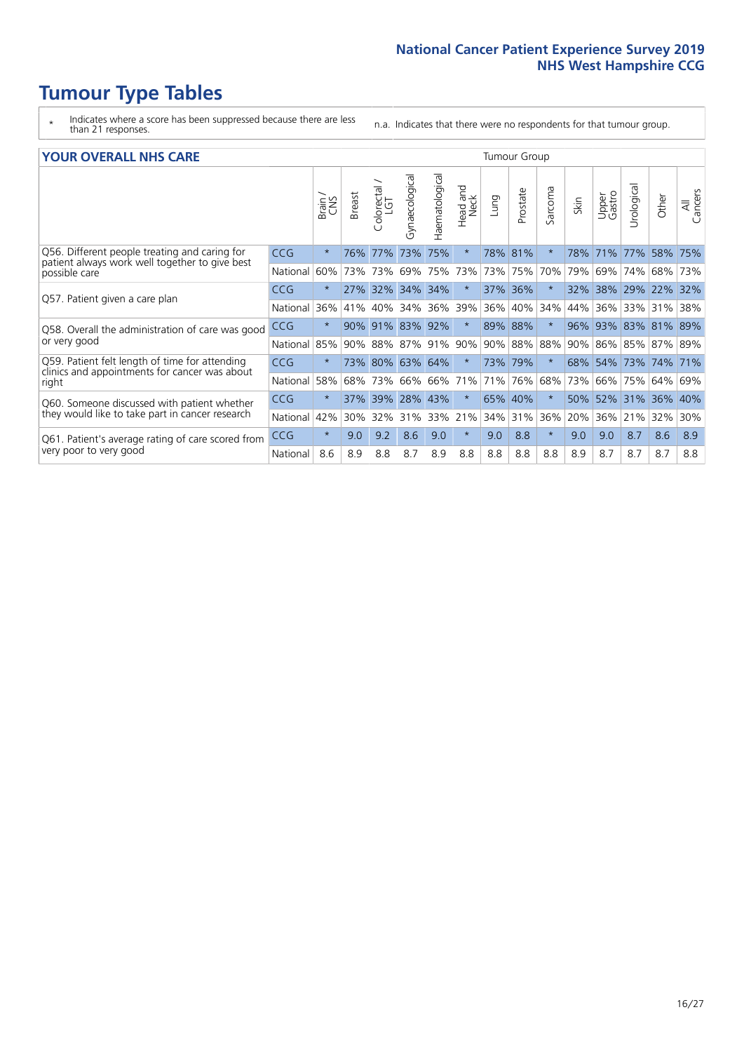# Tumour Type Tables

\* Indicates where a score has been suppressed because there are less than 21 responses.

n.a. Indicates that there were no respondents for that tumour group.

## YOUR OVERALL NHS CARE

| | | Brain / CNS | Breast | Colorectal / LGT | Gynaecological | Haematological | Head and Neck | Lung | Prostate | Sarcoma | Skin | Upper Gastro | Urological | Other | All Cancers |
|---|---|---|---|---|---|---|---|---|---|---|---|---|---|---|---|
| Q56. Different people treating and caring for patient always work well together to give best possible care | CCG | * | 76% | 77% | 73% | 75% | * | 78% | 81% | * | 78% | 71% | 77% | 58% | 75% |
| | National | 60% | 73% | 73% | 69% | 75% | 73% | 73% | 75% | 70% | 79% | 69% | 74% | 68% | 73% |
| Q57. Patient given a care plan | CCG | * | 27% | 32% | 34% | 34% | * | 37% | 36% | * | 32% | 38% | 29% | 22% | 32% |
| | National | 36% | 41% | 40% | 34% | 36% | 39% | 36% | 40% | 34% | 44% | 36% | 33% | 31% | 38% |
| Q58. Overall the administration of care was good or very good | CCG | * | 90% | 91% | 83% | 92% | * | 89% | 88% | * | 96% | 93% | 83% | 81% | 89% |
| | National | 85% | 90% | 88% | 87% | 91% | 90% | 90% | 88% | 88% | 90% | 86% | 85% | 87% | 89% |
| Q59. Patient felt length of time for attending clinics and appointments for cancer was about right | CCG | * | 73% | 80% | 63% | 64% | * | 73% | 79% | * | 68% | 54% | 73% | 74% | 71% |
| | National | 58% | 68% | 73% | 66% | 66% | 71% | 71% | 76% | 68% | 73% | 66% | 75% | 64% | 69% |
| Q60. Someone discussed with patient whether they would like to take part in cancer research | CCG | * | 37% | 39% | 28% | 43% | * | 65% | 40% | * | 50% | 52% | 31% | 36% | 40% |
| | National | 42% | 30% | 32% | 31% | 33% | 21% | 34% | 31% | 36% | 20% | 36% | 21% | 32% | 30% |
| Q61. Patient's average rating of care scored from very poor to very good | CCG | * | 9.0 | 9.2 | 8.6 | 9.0 | * | 9.0 | 8.8 | * | 9.0 | 9.0 | 8.7 | 8.6 | 8.9 |
| | National | 8.6 | 8.9 | 8.8 | 8.7 | 8.9 | 8.8 | 8.8 | 8.8 | 8.8 | 8.9 | 8.7 | 8.7 | 8.7 | 8.8 |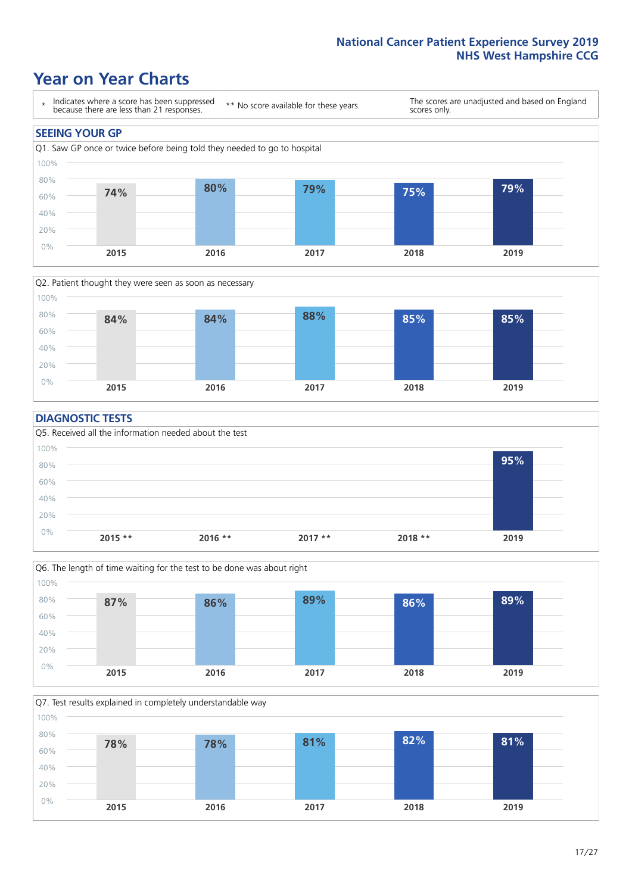# Year on Year Charts

\* Indicates where a score has been suppressed because there are less than 21 responses.

\*\* No score available for these years.

The scores are unadjusted and based on England scores only.

## SEEING YOUR GP

Q1. Saw GP once or twice before being told they needed to go to hospital

| 2015 | 2016 | 2017 | 2018 | 2019 |
|---|---|---|---|---|
| 74% | 80% | 79% | 75% | 79% |

Q2. Patient thought they were seen as soon as necessary

| 2015 | 2016 | 2017 | 2018 | 2019 |
|---|---|---|---|---|
| 84% | 84% | 88% | 85% | 85% |

## DIAGNOSTIC TESTS

Q5. Received all the information needed about the test

| 2015 ** | 2016 ** | 2017 ** | 2018 ** | 2019 |
|---|---|---|---|---|
| | | | | 95% |

Q6. The length of time waiting for the test to be done was about right

| 2015 | 2016 | 2017 | 2018 | 2019 |
|---|---|---|---|---|
| 87% | 86% | 89% | 86% | 89% |

Q7. Test results explained in completely understandable way

| 2015 | 2016 | 2017 | 2018 | 2019 |
|---|---|---|---|---|
| 78% | 78% | 81% | 82% | 81% |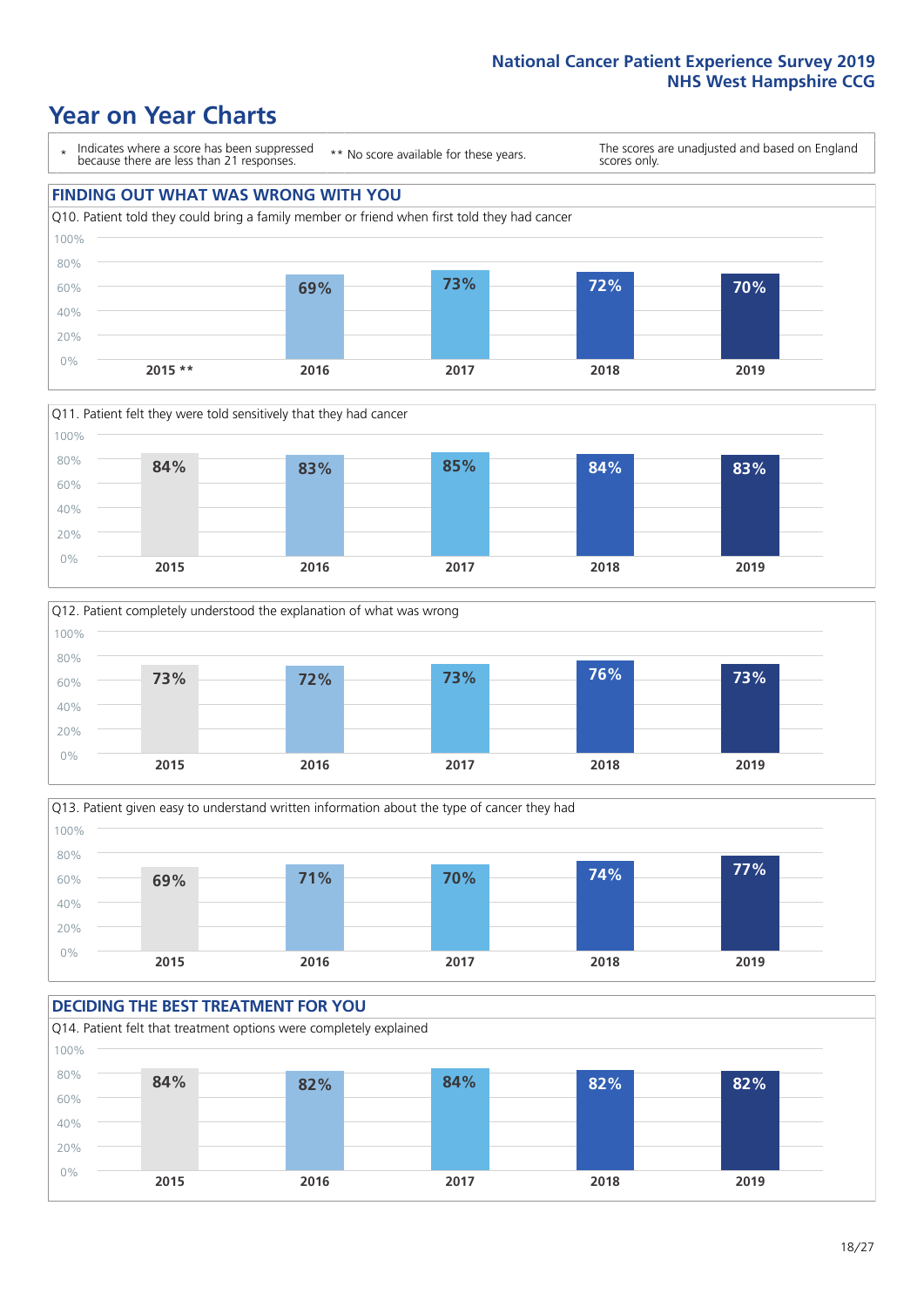# Year on Year Charts

| * Indicates where a score has been suppressed because there are less than 21 responses. | ** No score available for these years. | The scores are unadjusted and based on England scores only. |
|---|---|---|

## FINDING OUT WHAT WAS WRONG WITH YOU

Q10. Patient told they could bring a family member or friend when first told they had cancer

| 2015 ** | 2016 | 2017 | 2018 | 2019 |
|---|---|---|---|---|
| | 69% | 73% | 72% | 70% |

Q11. Patient felt they were told sensitively that they had cancer

| 2015 | 2016 | 2017 | 2018 | 2019 |
|---|---|---|---|---|
| 84% | 83% | 85% | 84% | 83% |

Q12. Patient completely understood the explanation of what was wrong

| 2015 | 2016 | 2017 | 2018 | 2019 |
|---|---|---|---|---|
| 73% | 72% | 73% | 76% | 73% |

Q13. Patient given easy to understand written information about the type of cancer they had

| 2015 | 2016 | 2017 | 2018 | 2019 |
|---|---|---|---|---|
| 69% | 71% | 70% | 74% | 77% |

## DECIDING THE BEST TREATMENT FOR YOU

Q14. Patient felt that treatment options were completely explained

| 2015 | 2016 | 2017 | 2018 | 2019 |
|---|---|---|---|---|
| 84% | 82% | 84% | 82% | 82% |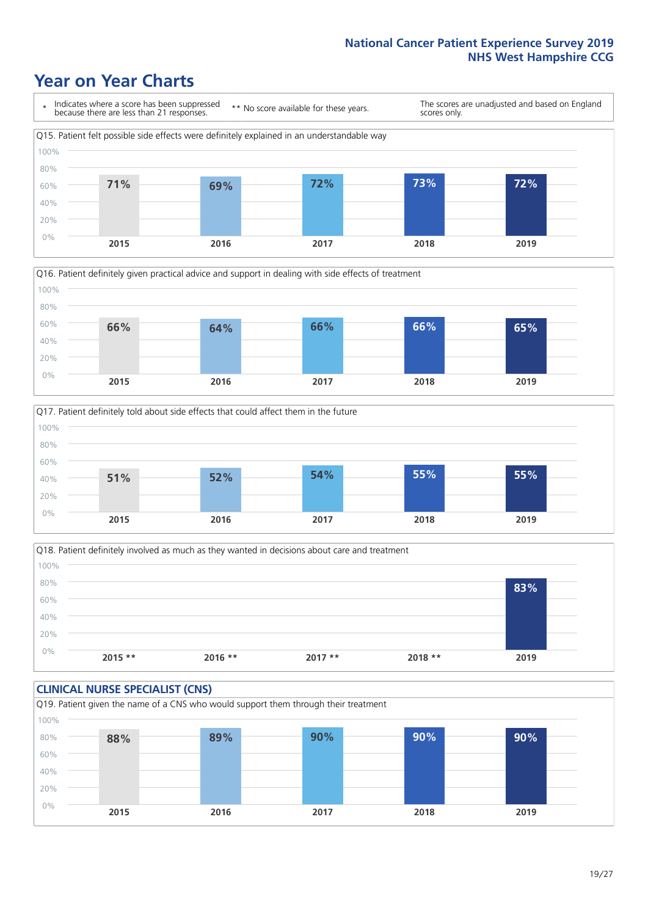# Year on Year Charts

\* Indicates where a score has been suppressed because there are less than 21 responses.

** No score available for these years.

The scores are unadjusted and based on England scores only.

Q15. Patient felt possible side effects were definitely explained in an understandable way

| 2015 | 2016 | 2017 | 2018 | 2019 |
|---|---|---|---|---|
| 71% | 69% | 72% | 73% | 72% |

Q16. Patient definitely given practical advice and support in dealing with side effects of treatment

| 2015 | 2016 | 2017 | 2018 | 2019 |
|---|---|---|---|---|
| 66% | 64% | 66% | 66% | 65% |

Q17. Patient definitely told about side effects that could affect them in the future

| 2015 | 2016 | 2017 | 2018 | 2019 |
|---|---|---|---|---|
| 51% | 52% | 54% | 55% | 55% |

Q18. Patient definitely involved as much as they wanted in decisions about care and treatment

| 2015 ** | 2016 ** | 2017 ** | 2018 ** | 2019 |
|---|---|---|---|---|
| | | | | 83% |

## CLINICAL NURSE SPECIALIST (CNS)

Q19. Patient given the name of a CNS who would support them through their treatment

| 2015 | 2016 | 2017 | 2018 | 2019 |
|---|---|---|---|---|
| 88% | 89% | 90% | 90% | 90% |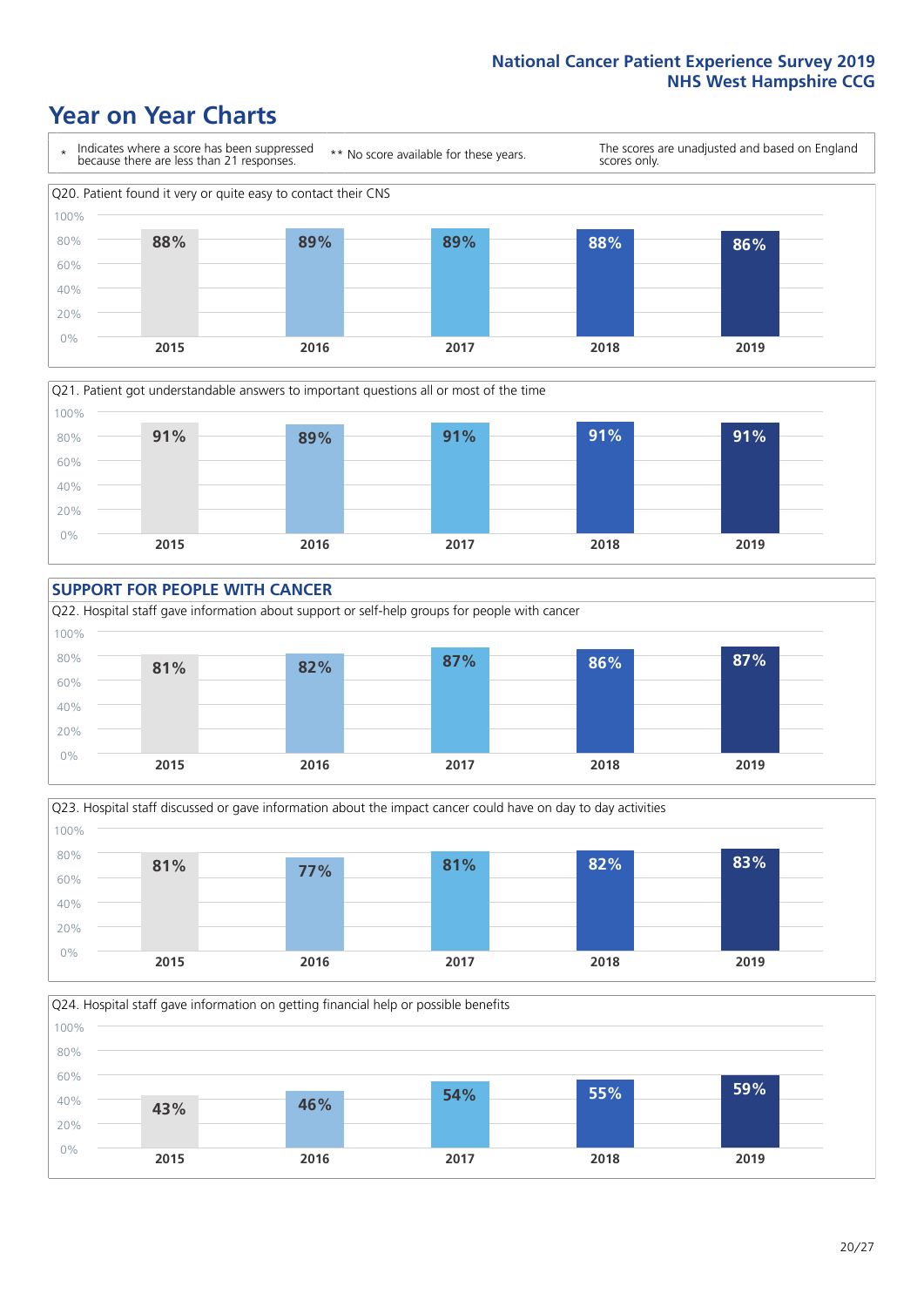# Year on Year Charts

\* Indicates where a score has been suppressed because there are less than 21 responses.

\*\* No score available for these years.

The scores are unadjusted and based on England scores only.

Q20. Patient found it very or quite easy to contact their CNS

| 2015 | 2016 | 2017 | 2018 | 2019 |
|---|---|---|---|---|
| 88% | 89% | 89% | 88% | 86% |

Q21. Patient got understandable answers to important questions all or most of the time

| 2015 | 2016 | 2017 | 2018 | 2019 |
|---|---|---|---|---|
| 91% | 89% | 91% | 91% | 91% |

## SUPPORT FOR PEOPLE WITH CANCER

Q22. Hospital staff gave information about support or self-help groups for people with cancer

| 2015 | 2016 | 2017 | 2018 | 2019 |
|---|---|---|---|---|
| 81% | 82% | 87% | 86% | 87% |

Q23. Hospital staff discussed or gave information about the impact cancer could have on day to day activities

| 2015 | 2016 | 2017 | 2018 | 2019 |
|---|---|---|---|---|
| 81% | 77% | 81% | 82% | 83% |

Q24. Hospital staff gave information on getting financial help or possible benefits

| 2015 | 2016 | 2017 | 2018 | 2019 |
|---|---|---|---|---|
| 43% | 46% | 54% | 55% | 59% |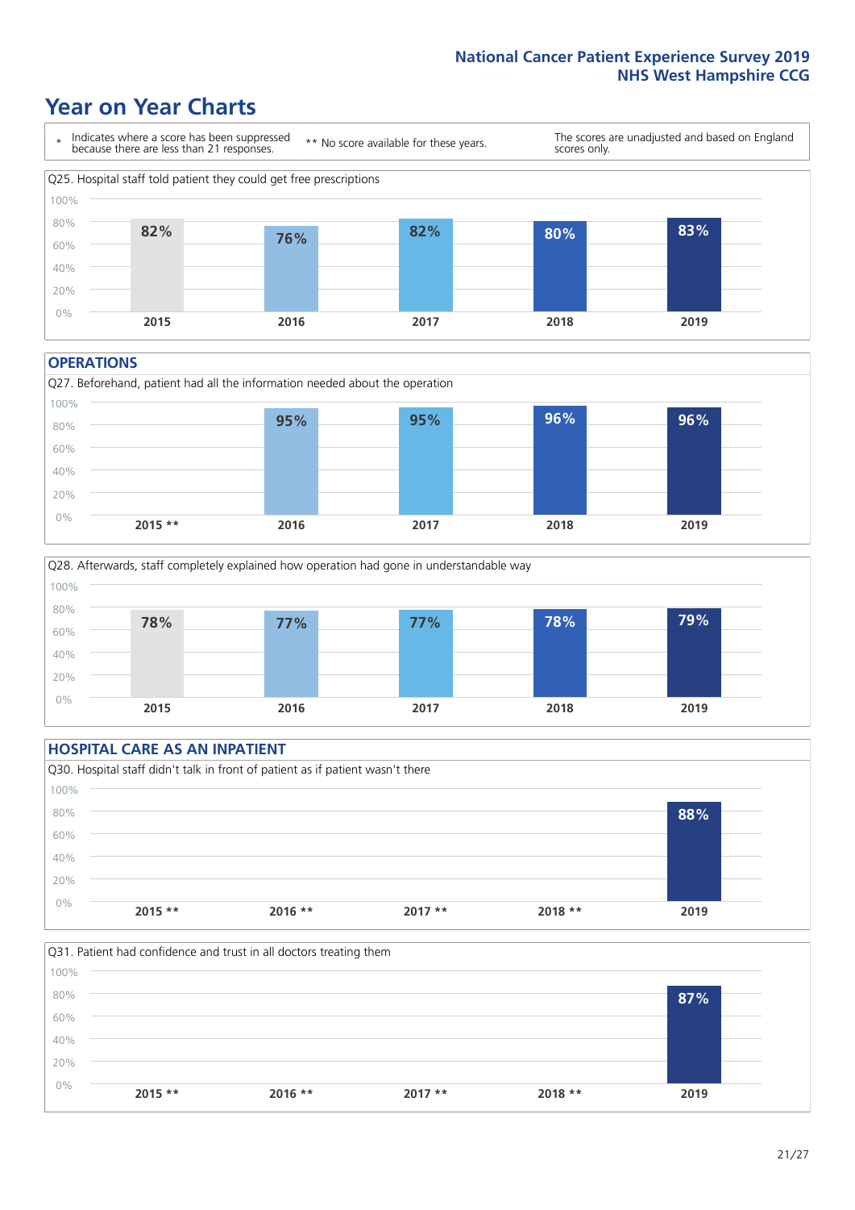# Year on Year Charts

\* Indicates where a score has been suppressed because there are less than 21 responses.

\*\* No score available for these years.

The scores are unadjusted and based on England scores only.

Q25. Hospital staff told patient they could get free prescriptions

| 2015 | 2016 | 2017 | 2018 | 2019 |
|---|---|---|---|---|
| 82% | 76% | 82% | 80% | 83% |

## OPERATIONS

Q27. Beforehand, patient had all the information needed about the operation

| 2015 ** | 2016 | 2017 | 2018 | 2019 |
|---|---|---|---|---|
| | 95% | 95% | 96% | 96% |

Q28. Afterwards, staff completely explained how operation had gone in understandable way

| 2015 | 2016 | 2017 | 2018 | 2019 |
|---|---|---|---|---|
| 78% | 77% | 77% | 78% | 79% |

## HOSPITAL CARE AS AN INPATIENT

Q30. Hospital staff didn't talk in front of patient as if patient wasn't there

| 2015 ** | 2016 ** | 2017 ** | 2018 ** | 2019 |
|---|---|---|---|---|
| | | | | 88% |

Q31. Patient had confidence and trust in all doctors treating them

| 2015 ** | 2016 ** | 2017 ** | 2018 ** | 2019 |
|---|---|---|---|---|
| | | | | 87% |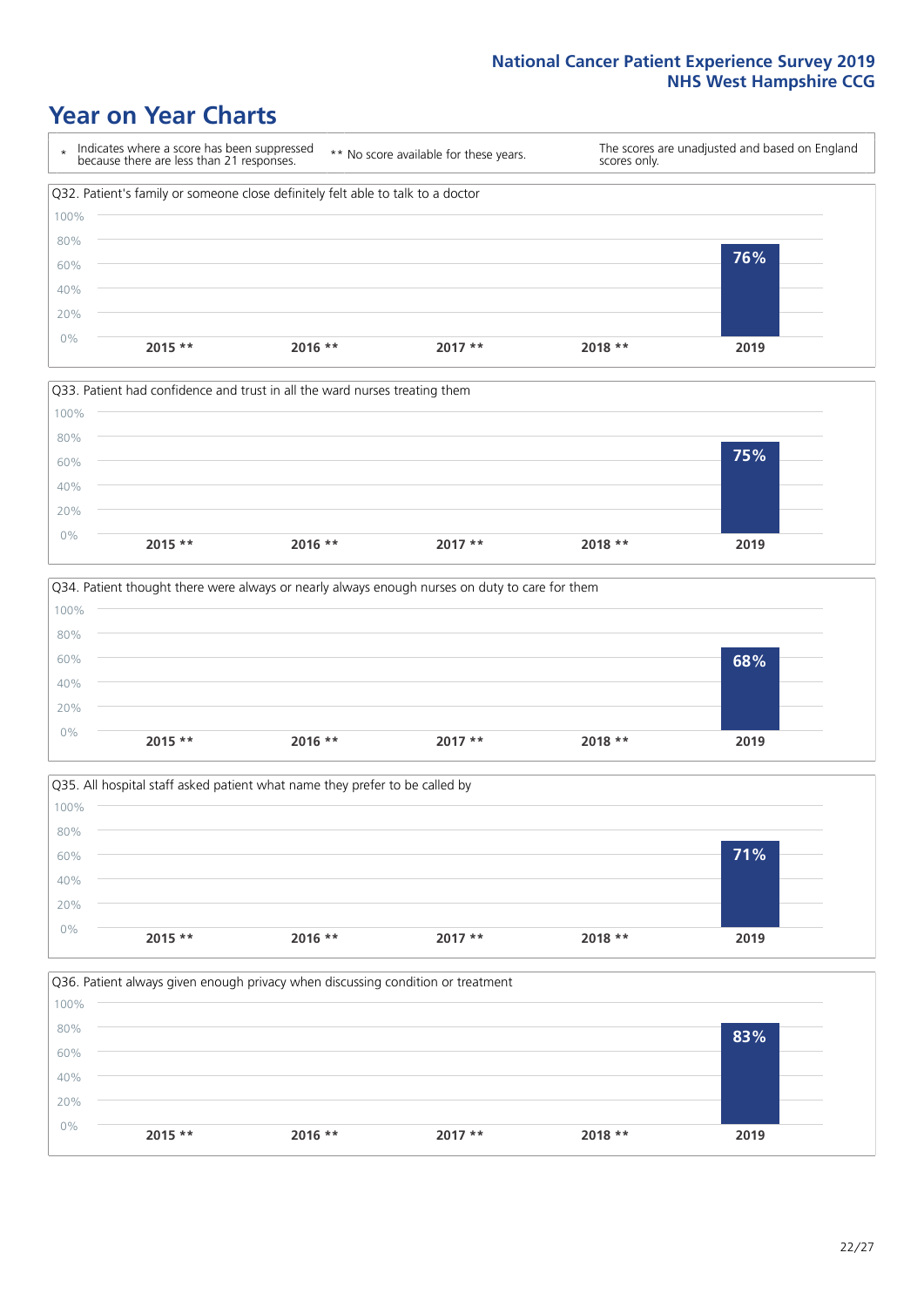National Cancer Patient Experience Survey 2019
NHS West Hampshire CCG

# Year on Year Charts

| * Indicates where a score has been suppressed because there are less than 21 responses. | ** No score available for these years. | The scores are unadjusted and based on England scores only. |
|---|---|---|

### Q32. Patient's family or someone close definitely felt able to talk to a doctor

| 2015 ** | 2016 ** | 2017 ** | 2018 ** | 2019 |
|---|---|---|---|---|
| | | | | 76% |

### Q33. Patient had confidence and trust in all the ward nurses treating them

| 2015 ** | 2016 ** | 2017 ** | 2018 ** | 2019 |
|---|---|---|---|---|
| | | | | 75% |

### Q34. Patient thought there were always or nearly always enough nurses on duty to care for them

| 2015 ** | 2016 ** | 2017 ** | 2018 ** | 2019 |
|---|---|---|---|---|
| | | | | 68% |

### Q35. All hospital staff asked patient what name they prefer to be called by

| 2015 ** | 2016 ** | 2017 ** | 2018 ** | 2019 |
|---|---|---|---|---|
| | | | | 71% |

### Q36. Patient always given enough privacy when discussing condition or treatment

| 2015 ** | 2016 ** | 2017 ** | 2018 ** | 2019 |
|---|---|---|---|---|
| | | | | 83% |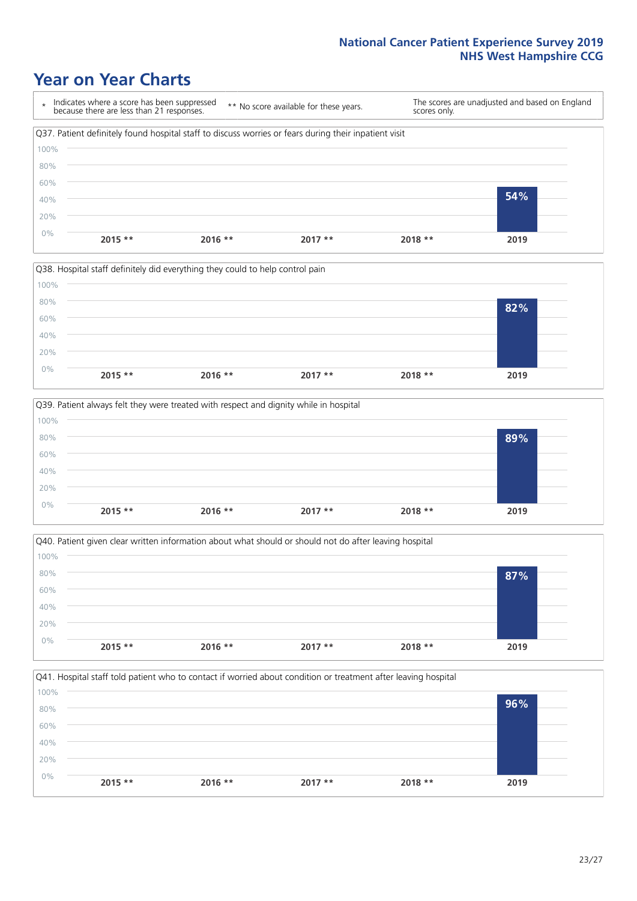# Year on Year Charts

\* Indicates where a score has been suppressed because there are less than 21 responses.

\*\* No score available for these years.

The scores are unadjusted and based on England scores only.

Q37. Patient definitely found hospital staff to discuss worries or fears during their inpatient visit

| 2015 ** | 2016 ** | 2017 ** | 2018 ** | 2019 |
|---|---|---|---|---|
| | | | | 54% |

Q38. Hospital staff definitely did everything they could to help control pain

| 2015 ** | 2016 ** | 2017 ** | 2018 ** | 2019 |
|---|---|---|---|---|
| | | | | 82% |

Q39. Patient always felt they were treated with respect and dignity while in hospital

| 2015 ** | 2016 ** | 2017 ** | 2018 ** | 2019 |
|---|---|---|---|---|
| | | | | 89% |

Q40. Patient given clear written information about what should or should not do after leaving hospital

| 2015 ** | 2016 ** | 2017 ** | 2018 ** | 2019 |
|---|---|---|---|---|
| | | | | 87% |

Q41. Hospital staff told patient who to contact if worried about condition or treatment after leaving hospital

| 2015 ** | 2016 ** | 2017 ** | 2018 ** | 2019 |
|---|---|---|---|---|
| | | | | 96% |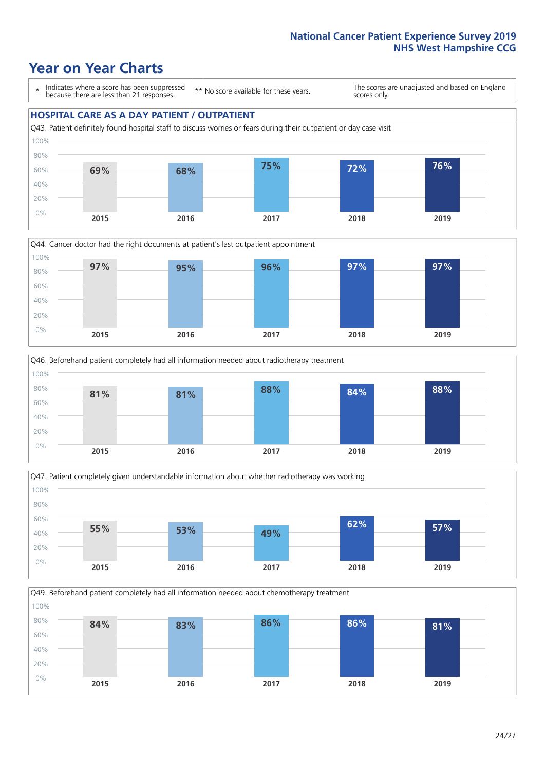# Year on Year Charts

\* Indicates where a score has been suppressed because there are less than 21 responses.

\*\* No score available for these years.

The scores are unadjusted and based on England scores only.

## HOSPITAL CARE AS A DAY PATIENT / OUTPATIENT

Q43. Patient definitely found hospital staff to discuss worries or fears during their outpatient or day case visit

| 2015 | 2016 | 2017 | 2018 | 2019 |
|---|---|---|---|---|
| 69% | 68% | 75% | 72% | 76% |

Q44. Cancer doctor had the right documents at patient's last outpatient appointment

| 2015 | 2016 | 2017 | 2018 | 2019 |
|---|---|---|---|---|
| 97% | 95% | 96% | 97% | 97% |

Q46. Beforehand patient completely had all information needed about radiotherapy treatment

| 2015 | 2016 | 2017 | 2018 | 2019 |
|---|---|---|---|---|
| 81% | 81% | 88% | 84% | 88% |

Q47. Patient completely given understandable information about whether radiotherapy was working

| 2015 | 2016 | 2017 | 2018 | 2019 |
|---|---|---|---|---|
| 55% | 53% | 49% | 62% | 57% |

Q49. Beforehand patient completely had all information needed about chemotherapy treatment

| 2015 | 2016 | 2017 | 2018 | 2019 |
|---|---|---|---|---|
| 84% | 83% | 86% | 86% | 81% |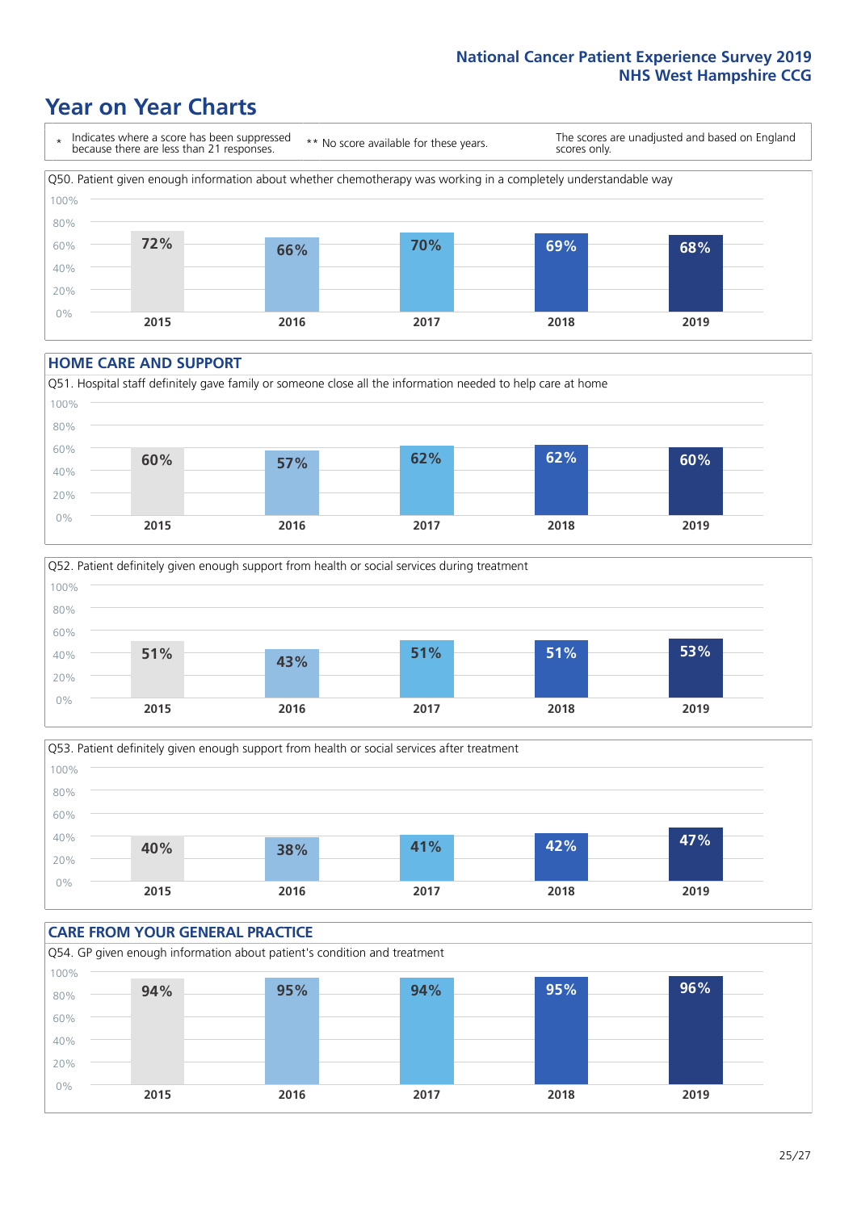# Year on Year Charts

\* Indicates where a score has been suppressed because there are less than 21 responses.

** No score available for these years.

The scores are unadjusted and based on England scores only.

Q50. Patient given enough information about whether chemotherapy was working in a completely understandable way

| 2015 | 2016 | 2017 | 2018 | 2019 |
|---|---|---|---|---|
| 72% | 66% | 70% | 69% | 68% |

## HOME CARE AND SUPPORT

Q51. Hospital staff definitely gave family or someone close all the information needed to help care at home

| 2015 | 2016 | 2017 | 2018 | 2019 |
|---|---|---|---|---|
| 60% | 57% | 62% | 62% | 60% |

Q52. Patient definitely given enough support from health or social services during treatment

| 2015 | 2016 | 2017 | 2018 | 2019 |
|---|---|---|---|---|
| 51% | 43% | 51% | 51% | 53% |

Q53. Patient definitely given enough support from health or social services after treatment

| 2015 | 2016 | 2017 | 2018 | 2019 |
|---|---|---|---|---|
| 40% | 38% | 41% | 42% | 47% |

## CARE FROM YOUR GENERAL PRACTICE

Q54. GP given enough information about patient's condition and treatment

| 2015 | 2016 | 2017 | 2018 | 2019 |
|---|---|---|---|---|
| 94% | 95% | 94% | 95% | 96% |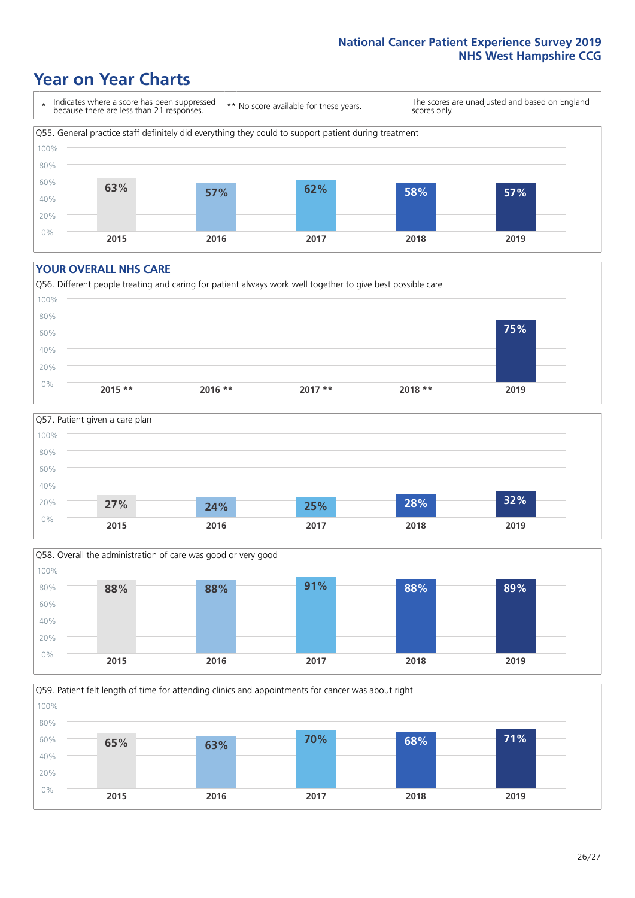# Year on Year Charts

| * Indicates where a score has been suppressed because there are less than 21 responses. | ** No score available for these years. | The scores are unadjusted and based on England scores only. |
|---|---|---|

Q55. General practice staff definitely did everything they could to support patient during treatment

| 2015 | 2016 | 2017 | 2018 | 2019 |
|---|---|---|---|---|
| 63% | 57% | 62% | 58% | 57% |

## YOUR OVERALL NHS CARE

Q56. Different people treating and caring for patient always work well together to give best possible care

| 2015 ** | 2016 ** | 2017 ** | 2018 ** | 2019 |
|---|---|---|---|---|
| | | | | 75% |

Q57. Patient given a care plan

| 2015 | 2016 | 2017 | 2018 | 2019 |
|---|---|---|---|---|
| 27% | 24% | 25% | 28% | 32% |

Q58. Overall the administration of care was good or very good

| 2015 | 2016 | 2017 | 2018 | 2019 |
|---|---|---|---|---|
| 88% | 88% | 91% | 88% | 89% |

Q59. Patient felt length of time for attending clinics and appointments for cancer was about right

| 2015 | 2016 | 2017 | 2018 | 2019 |
|---|---|---|---|---|
| 65% | 63% | 70% | 68% | 71% |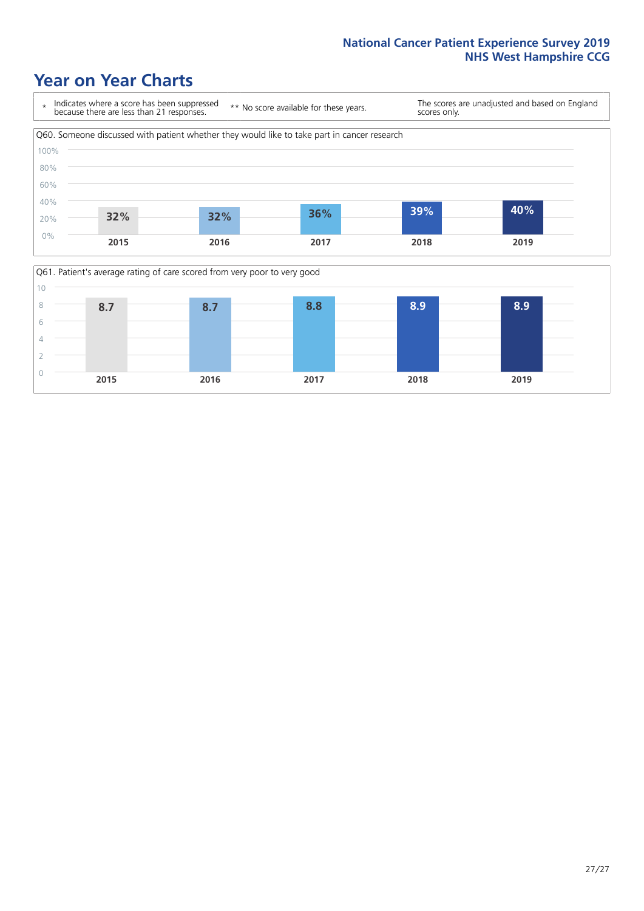# Year on Year Charts

\* Indicates where a score has been suppressed because there are less than 21 responses.

\*\* No score available for these years.

The scores are unadjusted and based on England scores only.

Q60. Someone discussed with patient whether they would like to take part in cancer research

100%
80%
60%
40%
20%
0%

32% 32% 36% 39% 40%

2015 2016 2017 2018 2019

Q61. Patient's average rating of care scored from very poor to very good

10
8
6
4
2
0

8.7 8.7 8.8 8.9 8.9

2015 2016 2017 2018 2019